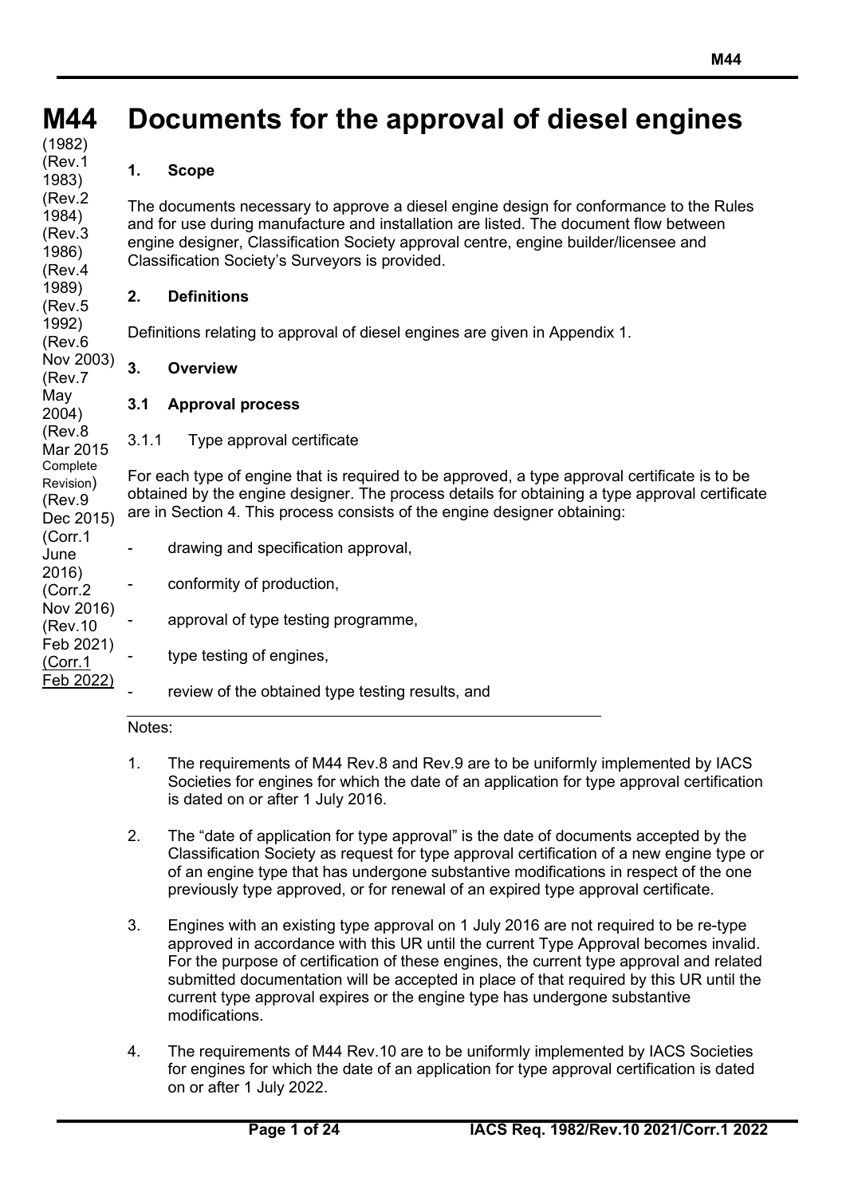# M44 Documents for the approval of diesel engines

(1982)
(Rev.1 1983)
(Rev.2 1984)
(Rev.3 1986)
(Rev.4 1989)
(Rev.5 1992)
(Rev.6 Nov 2003)
(Rev.7 May 2004)
(Rev.8 Mar 2015 Complete Revision)
(Rev.9 Dec 2015)
(Corr.1 June 2016)
(Corr.2 Nov 2016)
(Rev.10 Feb 2021)
(Corr.1 Feb 2022)

## 1. Scope

The documents necessary to approve a diesel engine design for conformance to the Rules and for use during manufacture and installation are listed. The document flow between engine designer, Classification Society approval centre, engine builder/licensee and Classification Society's Surveyors is provided.

## 2. Definitions

Definitions relating to approval of diesel engines are given in Appendix 1.

## 3. Overview

### 3.1 Approval process

3.1.1 Type approval certificate

For each type of engine that is required to be approved, a type approval certificate is to be obtained by the engine designer. The process details for obtaining a type approval certificate are in Section 4. This process consists of the engine designer obtaining:

- drawing and specification approval,
- conformity of production,
- approval of type testing programme,
- type testing of engines,
- review of the obtained type testing results, and

---

Notes:

1. The requirements of M44 Rev.8 and Rev.9 are to be uniformly implemented by IACS Societies for engines for which the date of an application for type approval certification is dated on or after 1 July 2016.

2. The "date of application for type approval" is the date of documents accepted by the Classification Society as request for type approval certification of a new engine type or of an engine type that has undergone substantive modifications in respect of the one previously type approved, or for renewal of an expired type approval certificate.

3. Engines with an existing type approval on 1 July 2016 are not required to be re-type approved in accordance with this UR until the current Type Approval becomes invalid. For the purpose of certification of these engines, the current type approval and related submitted documentation will be accepted in place of that required by this UR until the current type approval expires or the engine type has undergone substantive modifications.

4. The requirements of M44 Rev.10 are to be uniformly implemented by IACS Societies for engines for which the date of an application for type approval certification is dated on or after 1 July 2022.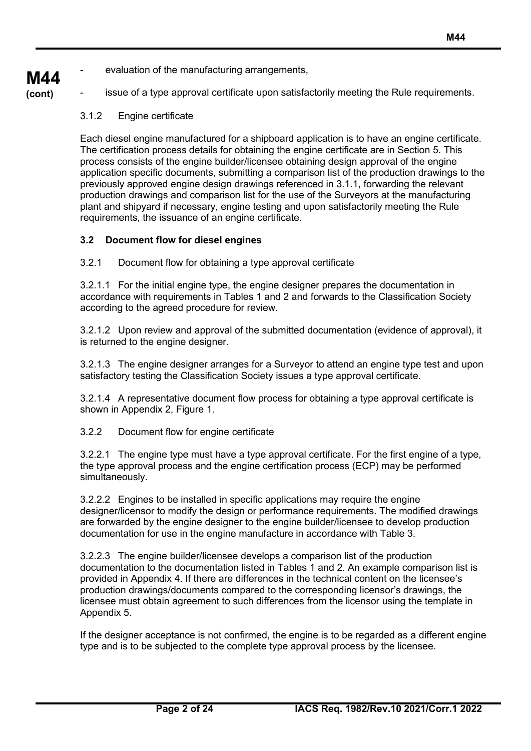- evaluation of the manufacturing arrangements,
- issue of a type approval certificate upon satisfactorily meeting the Rule requirements.

3.1.2 Engine certificate

Each diesel engine manufactured for a shipboard application is to have an engine certificate. The certification process details for obtaining the engine certificate are in Section 5. This process consists of the engine builder/licensee obtaining design approval of the engine application specific documents, submitting a comparison list of the production drawings to the previously approved engine design drawings referenced in 3.1.1, forwarding the relevant production drawings and comparison list for the use of the Surveyors at the manufacturing plant and shipyard if necessary, engine testing and upon satisfactorily meeting the Rule requirements, the issuance of an engine certificate.

### 3.2 Document flow for diesel engines

3.2.1 Document flow for obtaining a type approval certificate

3.2.1.1 For the initial engine type, the engine designer prepares the documentation in accordance with requirements in Tables 1 and 2 and forwards to the Classification Society according to the agreed procedure for review.

3.2.1.2 Upon review and approval of the submitted documentation (evidence of approval), it is returned to the engine designer.

3.2.1.3 The engine designer arranges for a Surveyor to attend an engine type test and upon satisfactory testing the Classification Society issues a type approval certificate.

3.2.1.4 A representative document flow process for obtaining a type approval certificate is shown in Appendix 2, Figure 1.

3.2.2 Document flow for engine certificate

3.2.2.1 The engine type must have a type approval certificate. For the first engine of a type, the type approval process and the engine certification process (ECP) may be performed simultaneously.

3.2.2.2 Engines to be installed in specific applications may require the engine designer/licensor to modify the design or performance requirements. The modified drawings are forwarded by the engine designer to the engine builder/licensee to develop production documentation for use in the engine manufacture in accordance with Table 3.

3.2.2.3 The engine builder/licensee develops a comparison list of the production documentation to the documentation listed in Tables 1 and 2. An example comparison list is provided in Appendix 4. If there are differences in the technical content on the licensee's production drawings/documents compared to the corresponding licensor's drawings, the licensee must obtain agreement to such differences from the licensor using the template in Appendix 5.

If the designer acceptance is not confirmed, the engine is to be regarded as a different engine type and is to be subjected to the complete type approval process by the licensee.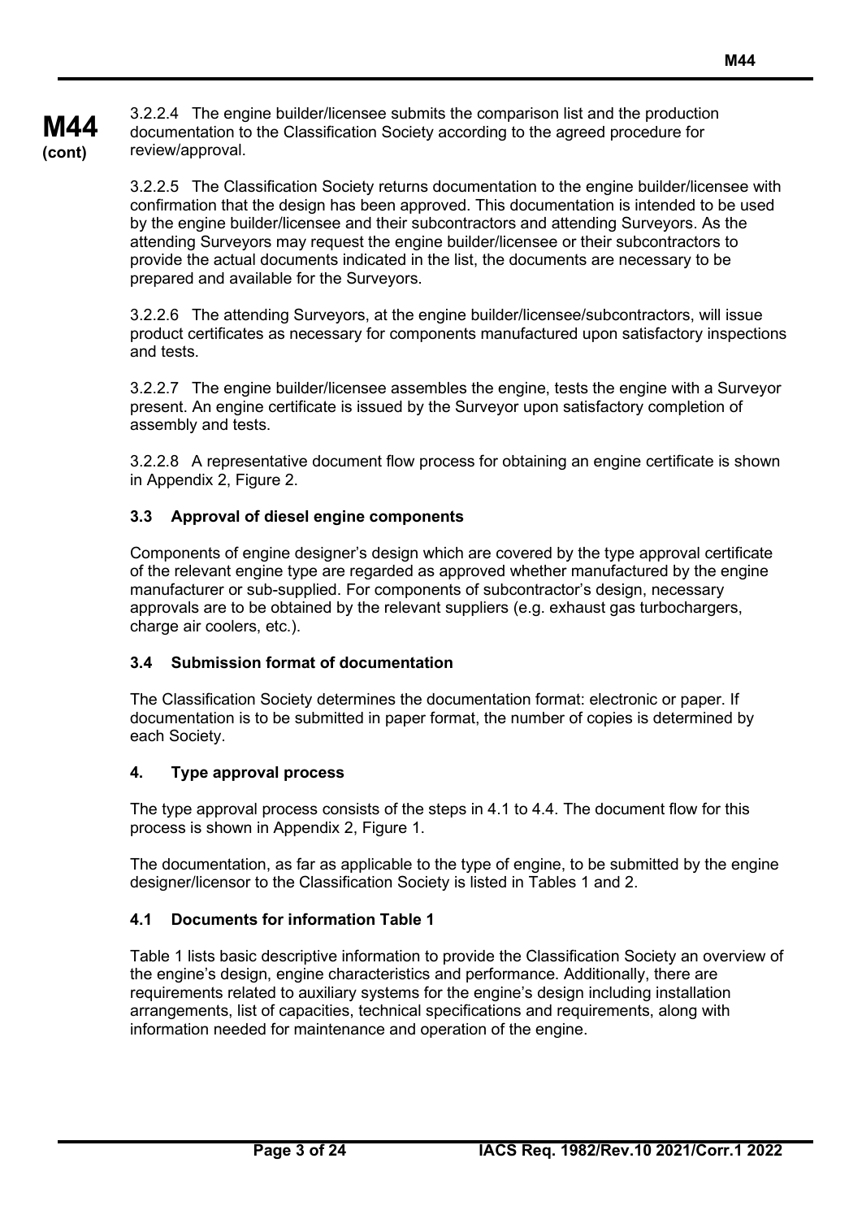3.2.2.4 The engine builder/licensee submits the comparison list and the production documentation to the Classification Society according to the agreed procedure for review/approval.

3.2.2.5 The Classification Society returns documentation to the engine builder/licensee with confirmation that the design has been approved. This documentation is intended to be used by the engine builder/licensee and their subcontractors and attending Surveyors. As the attending Surveyors may request the engine builder/licensee or their subcontractors to provide the actual documents indicated in the list, the documents are necessary to be prepared and available for the Surveyors.

3.2.2.6 The attending Surveyors, at the engine builder/licensee/subcontractors, will issue product certificates as necessary for components manufactured upon satisfactory inspections and tests.

3.2.2.7 The engine builder/licensee assembles the engine, tests the engine with a Surveyor present. An engine certificate is issued by the Surveyor upon satisfactory completion of assembly and tests.

3.2.2.8 A representative document flow process for obtaining an engine certificate is shown in Appendix 2, Figure 2.

### 3.3 Approval of diesel engine components

Components of engine designer's design which are covered by the type approval certificate of the relevant engine type are regarded as approved whether manufactured by the engine manufacturer or sub-supplied. For components of subcontractor's design, necessary approvals are to be obtained by the relevant suppliers (e.g. exhaust gas turbochargers, charge air coolers, etc.).

### 3.4 Submission format of documentation

The Classification Society determines the documentation format: electronic or paper. If documentation is to be submitted in paper format, the number of copies is determined by each Society.

## 4. Type approval process

The type approval process consists of the steps in 4.1 to 4.4. The document flow for this process is shown in Appendix 2, Figure 1.

The documentation, as far as applicable to the type of engine, to be submitted by the engine designer/licensor to the Classification Society is listed in Tables 1 and 2.

### 4.1 Documents for information Table 1

Table 1 lists basic descriptive information to provide the Classification Society an overview of the engine's design, engine characteristics and performance. Additionally, there are requirements related to auxiliary systems for the engine's design including installation arrangements, list of capacities, technical specifications and requirements, along with information needed for maintenance and operation of the engine.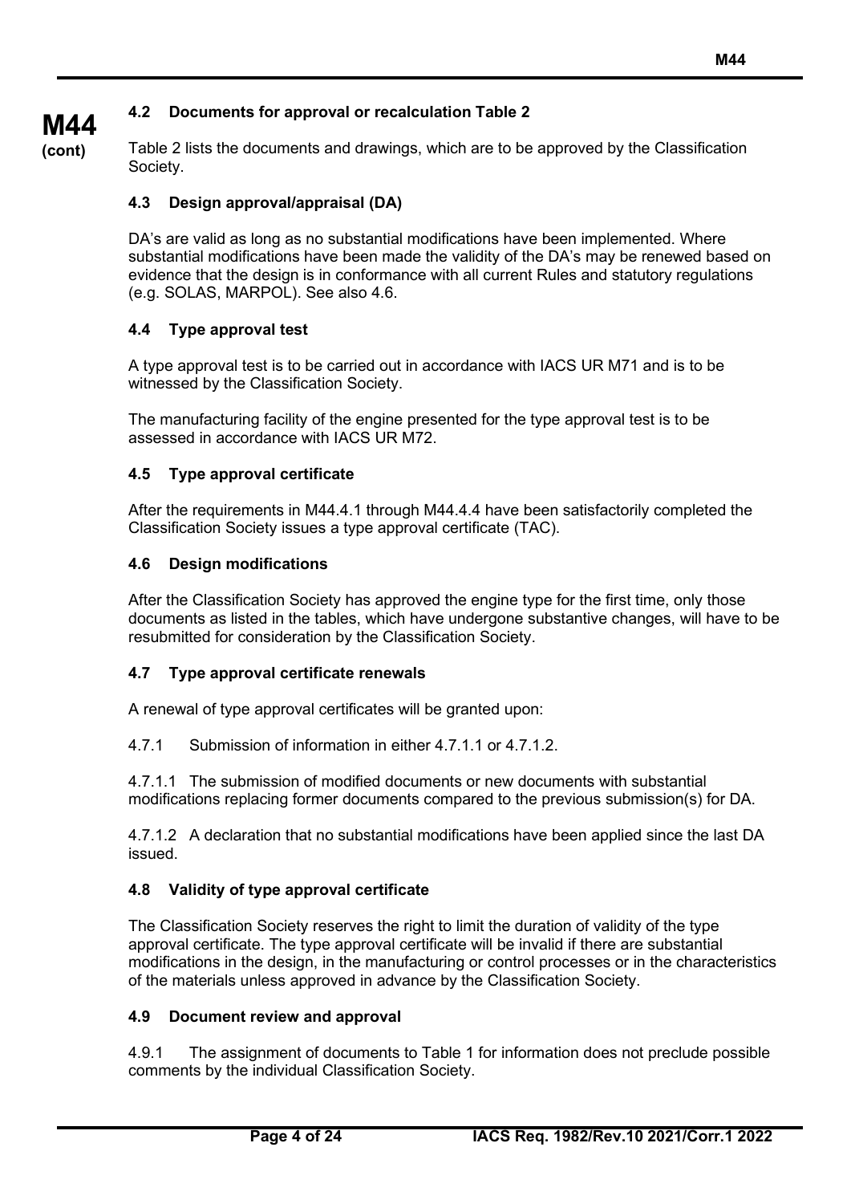### 4.2 Documents for approval or recalculation Table 2

Table 2 lists the documents and drawings, which are to be approved by the Classification Society.

### 4.3 Design approval/appraisal (DA)

DA's are valid as long as no substantial modifications have been implemented. Where substantial modifications have been made the validity of the DA's may be renewed based on evidence that the design is in conformance with all current Rules and statutory regulations (e.g. SOLAS, MARPOL). See also 4.6.

### 4.4 Type approval test

A type approval test is to be carried out in accordance with IACS UR M71 and is to be witnessed by the Classification Society.

The manufacturing facility of the engine presented for the type approval test is to be assessed in accordance with IACS UR M72.

### 4.5 Type approval certificate

After the requirements in M44.4.1 through M44.4.4 have been satisfactorily completed the Classification Society issues a type approval certificate (TAC).

### 4.6 Design modifications

After the Classification Society has approved the engine type for the first time, only those documents as listed in the tables, which have undergone substantive changes, will have to be resubmitted for consideration by the Classification Society.

### 4.7 Type approval certificate renewals

A renewal of type approval certificates will be granted upon:

4.7.1 Submission of information in either 4.7.1.1 or 4.7.1.2.

4.7.1.1 The submission of modified documents or new documents with substantial modifications replacing former documents compared to the previous submission(s) for DA.

4.7.1.2 A declaration that no substantial modifications have been applied since the last DA issued.

### 4.8 Validity of type approval certificate

The Classification Society reserves the right to limit the duration of validity of the type approval certificate. The type approval certificate will be invalid if there are substantial modifications in the design, in the manufacturing or control processes or in the characteristics of the materials unless approved in advance by the Classification Society.

### 4.9 Document review and approval

4.9.1 The assignment of documents to Table 1 for information does not preclude possible comments by the individual Classification Society.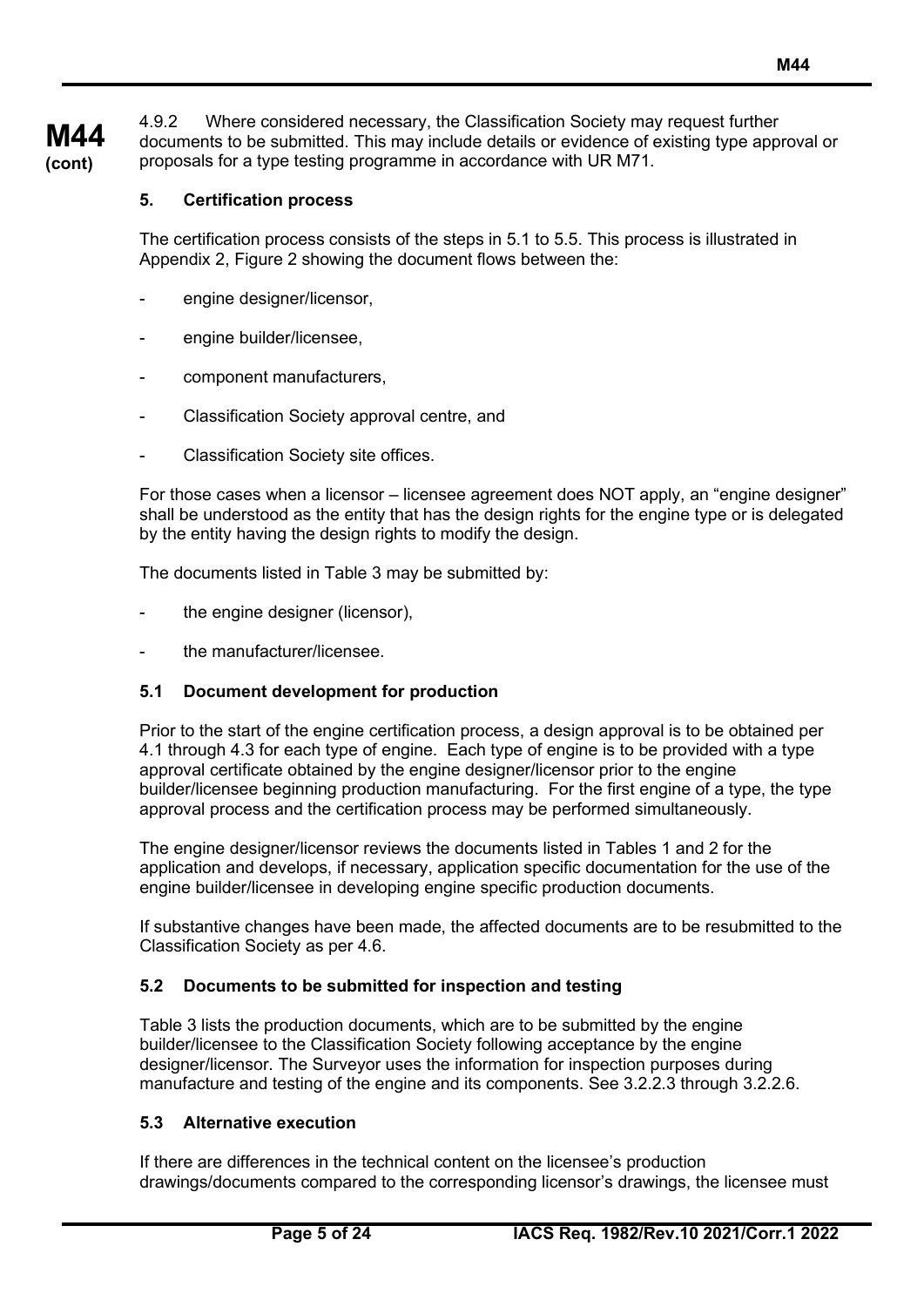4.9.2 Where considered necessary, the Classification Society may request further documents to be submitted. This may include details or evidence of existing type approval or proposals for a type testing programme in accordance with UR M71.

## 5. Certification process

The certification process consists of the steps in 5.1 to 5.5. This process is illustrated in Appendix 2, Figure 2 showing the document flows between the:

- engine designer/licensor,
- engine builder/licensee,
- component manufacturers,
- Classification Society approval centre, and
- Classification Society site offices.

For those cases when a licensor – licensee agreement does NOT apply, an "engine designer" shall be understood as the entity that has the design rights for the engine type or is delegated by the entity having the design rights to modify the design.

The documents listed in Table 3 may be submitted by:

- the engine designer (licensor),
- the manufacturer/licensee.

### 5.1 Document development for production

Prior to the start of the engine certification process, a design approval is to be obtained per 4.1 through 4.3 for each type of engine. Each type of engine is to be provided with a type approval certificate obtained by the engine designer/licensor prior to the engine builder/licensee beginning production manufacturing. For the first engine of a type, the type approval process and the certification process may be performed simultaneously.

The engine designer/licensor reviews the documents listed in Tables 1 and 2 for the application and develops, if necessary, application specific documentation for the use of the engine builder/licensee in developing engine specific production documents.

If substantive changes have been made, the affected documents are to be resubmitted to the Classification Society as per 4.6.

### 5.2 Documents to be submitted for inspection and testing

Table 3 lists the production documents, which are to be submitted by the engine builder/licensee to the Classification Society following acceptance by the engine designer/licensor. The Surveyor uses the information for inspection purposes during manufacture and testing of the engine and its components. See 3.2.2.3 through 3.2.2.6.

### 5.3 Alternative execution

If there are differences in the technical content on the licensee's production drawings/documents compared to the corresponding licensor's drawings, the licensee must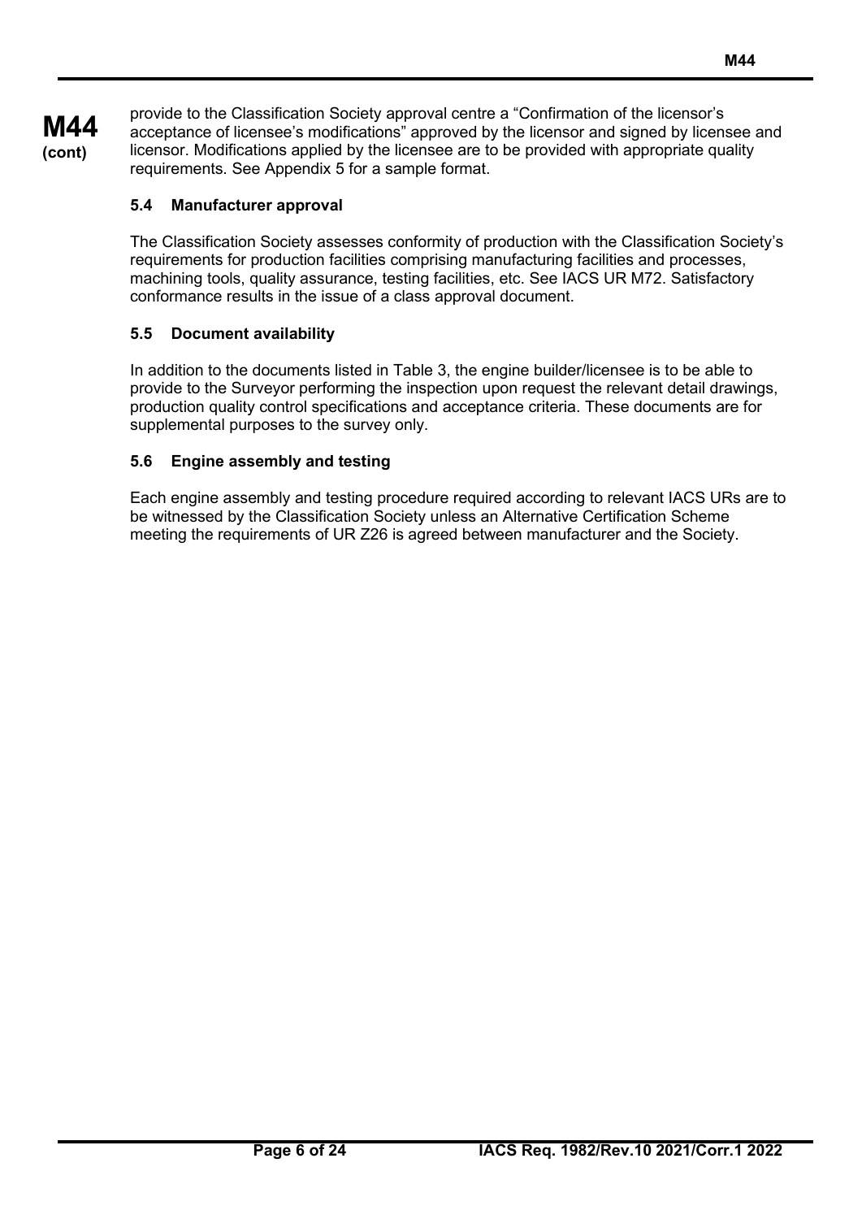provide to the Classification Society approval centre a “Confirmation of the licensor’s acceptance of licensee’s modifications” approved by the licensor and signed by licensee and licensor. Modifications applied by the licensee are to be provided with appropriate quality requirements. See Appendix 5 for a sample format.

### 5.4 Manufacturer approval

The Classification Society assesses conformity of production with the Classification Society’s requirements for production facilities comprising manufacturing facilities and processes, machining tools, quality assurance, testing facilities, etc. See IACS UR M72. Satisfactory conformance results in the issue of a class approval document.

### 5.5 Document availability

In addition to the documents listed in Table 3, the engine builder/licensee is to be able to provide to the Surveyor performing the inspection upon request the relevant detail drawings, production quality control specifications and acceptance criteria. These documents are for supplemental purposes to the survey only.

### 5.6 Engine assembly and testing

Each engine assembly and testing procedure required according to relevant IACS URs are to be witnessed by the Classification Society unless an Alternative Certification Scheme meeting the requirements of UR Z26 is agreed between manufacturer and the Society.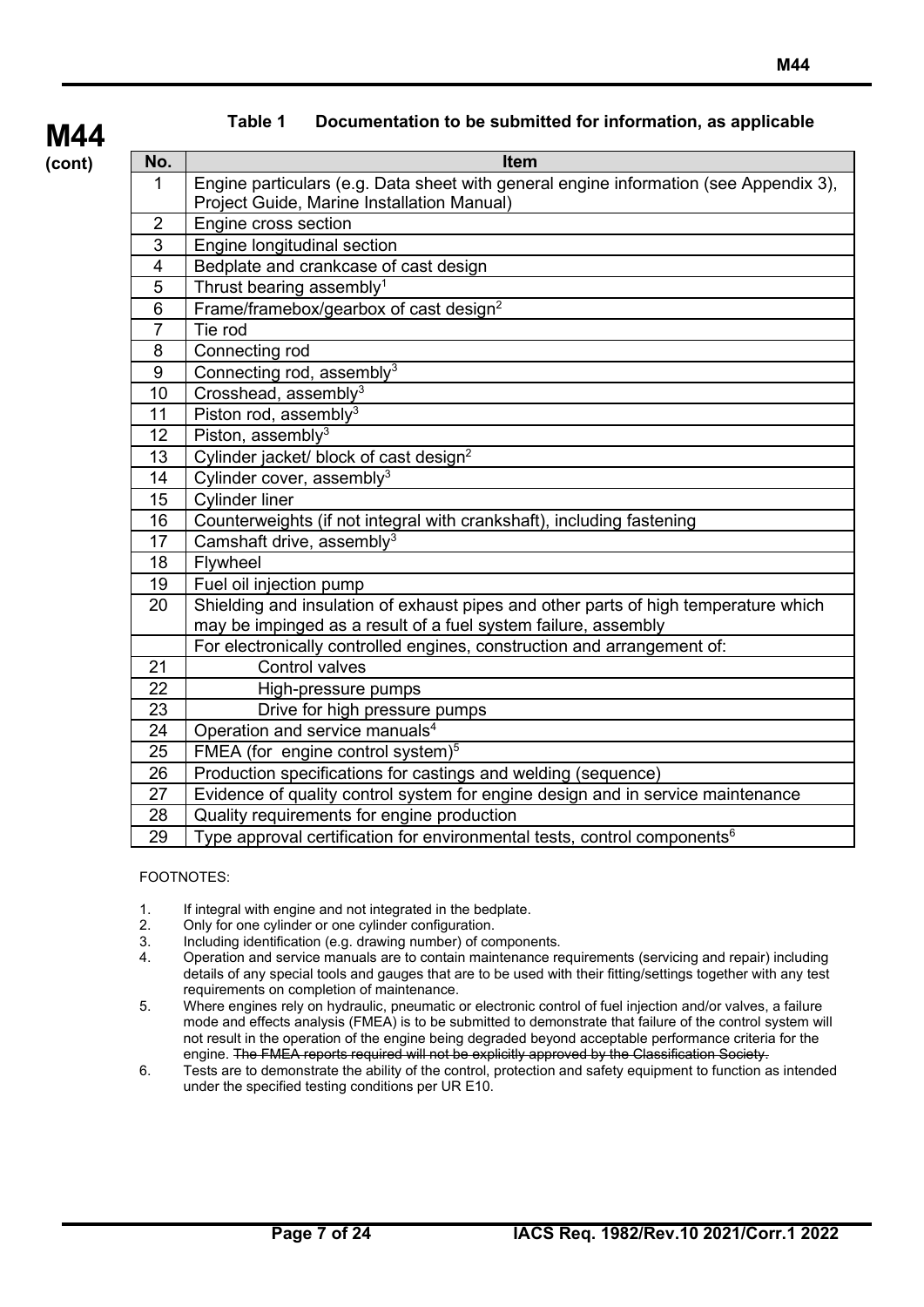**M44 (cont)**

**Table 1 Documentation to be submitted for information, as applicable**

| No. | Item |
|---|---|
| 1 | Engine particulars (e.g. Data sheet with general engine information (see Appendix 3), Project Guide, Marine Installation Manual) |
| 2 | Engine cross section |
| 3 | Engine longitudinal section |
| 4 | Bedplate and crankcase of cast design |
| 5 | Thrust bearing assembly[1] |
| 6 | Frame/framebox/gearbox of cast design[2] |
| 7 | Tie rod |
| 8 | Connecting rod |
| 9 | Connecting rod, assembly[3] |
| 10 | Crosshead, assembly[3] |
| 11 | Piston rod, assembly[3] |
| 12 | Piston, assembly[3] |
| 13 | Cylinder jacket/ block of cast design[2] |
| 14 | Cylinder cover, assembly[3] |
| 15 | Cylinder liner |
| 16 | Counterweights (if not integral with crankshaft), including fastening |
| 17 | Camshaft drive, assembly[3] |
| 18 | Flywheel |
| 19 | Fuel oil injection pump |
| 20 | Shielding and insulation of exhaust pipes and other parts of high temperature which may be impinged as a result of a fuel system failure, assembly |
| | For electronically controlled engines, construction and arrangement of: |
| 21 | Control valves |
| 22 | High-pressure pumps |
| 23 | Drive for high pressure pumps |
| 24 | Operation and service manuals[4] |
| 25 | FMEA (for engine control system)[5] |
| 26 | Production specifications for castings and welding (sequence) |
| 27 | Evidence of quality control system for engine design and in service maintenance |
| 28 | Quality requirements for engine production |
| 29 | Type approval certification for environmental tests, control components[6] |

FOOTNOTES:

1. If integral with engine and not integrated in the bedplate.
2. Only for one cylinder or one cylinder configuration.
3. Including identification (e.g. drawing number) of components.
4. Operation and service manuals are to contain maintenance requirements (servicing and repair) including details of any special tools and gauges that are to be used with their fitting/settings together with any test requirements on completion of maintenance.
5. Where engines rely on hydraulic, pneumatic or electronic control of fuel injection and/or valves, a failure mode and effects analysis (FMEA) is to be submitted to demonstrate that failure of the control system will not result in the operation of the engine being degraded beyond acceptable performance criteria for the engine. ~~The FMEA reports required will not be explicitly approved by the Classification Society.~~
6. Tests are to demonstrate the ability of the control, protection and safety equipment to function as intended under the specified testing conditions per UR E10.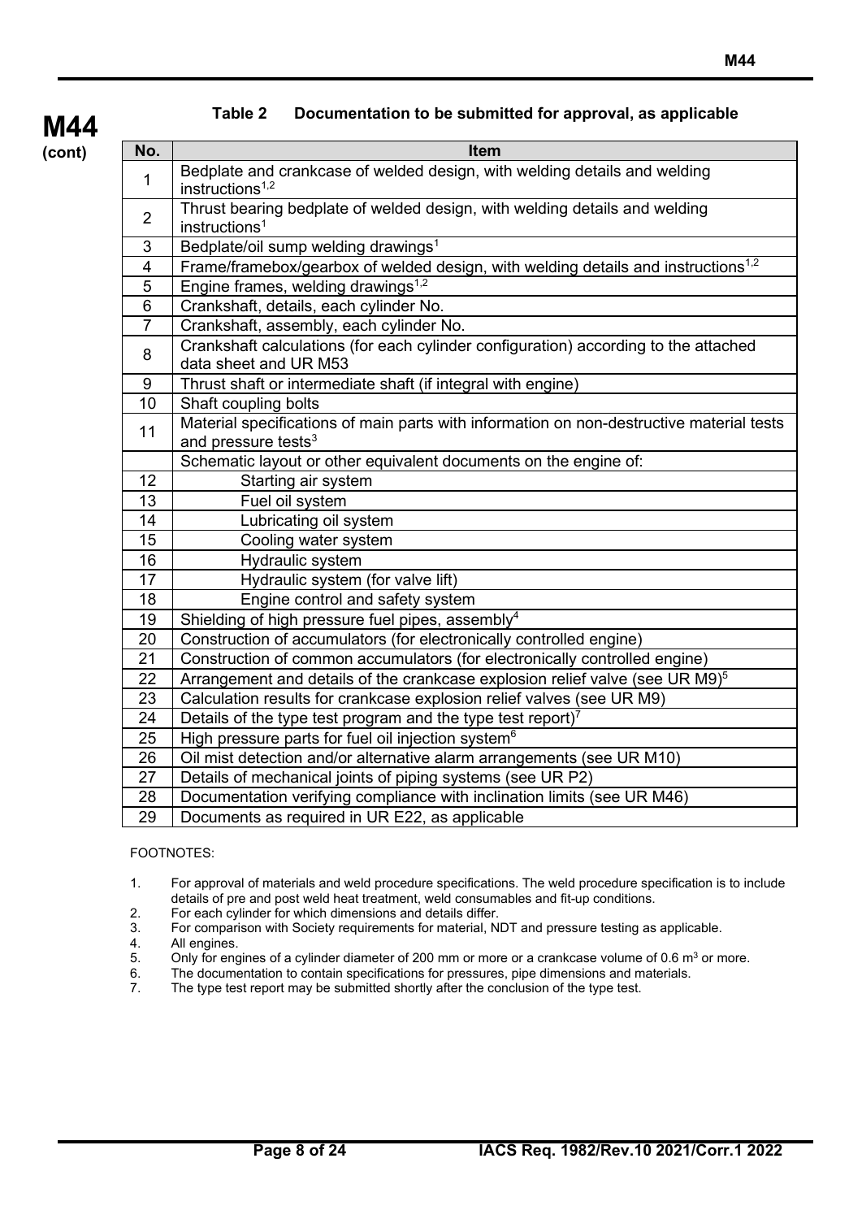**M44 (cont)**

**Table 2 Documentation to be submitted for approval, as applicable**

| No. | Item |
|---|---|
| 1 | Bedplate and crankcase of welded design, with welding details and welding instructions[1,2] |
| 2 | Thrust bearing bedplate of welded design, with welding details and welding instructions[1] |
| 3 | Bedplate/oil sump welding drawings[1] |
| 4 | Frame/framebox/gearbox of welded design, with welding details and instructions[1,2] |
| 5 | Engine frames, welding drawings[1,2] |
| 6 | Crankshaft, details, each cylinder No. |
| 7 | Crankshaft, assembly, each cylinder No. |
| 8 | Crankshaft calculations (for each cylinder configuration) according to the attached data sheet and UR M53 |
| 9 | Thrust shaft or intermediate shaft (if integral with engine) |
| 10 | Shaft coupling bolts |
| 11 | Material specifications of main parts with information on non-destructive material tests and pressure tests[3] |
| | Schematic layout or other equivalent documents on the engine of: |
| 12 | Starting air system |
| 13 | Fuel oil system |
| 14 | Lubricating oil system |
| 15 | Cooling water system |
| 16 | Hydraulic system |
| 17 | Hydraulic system (for valve lift) |
| 18 | Engine control and safety system |
| 19 | Shielding of high pressure fuel pipes, assembly[4] |
| 20 | Construction of accumulators (for electronically controlled engine) |
| 21 | Construction of common accumulators (for electronically controlled engine) |
| 22 | Arrangement and details of the crankcase explosion relief valve (see UR M9)[5] |
| 23 | Calculation results for crankcase explosion relief valves (see UR M9) |
| 24 | Details of the type test program and the type test report)[7] |
| 25 | High pressure parts for fuel oil injection system[6] |
| 26 | Oil mist detection and/or alternative alarm arrangements (see UR M10) |
| 27 | Details of mechanical joints of piping systems (see UR P2) |
| 28 | Documentation verifying compliance with inclination limits (see UR M46) |
| 29 | Documents as required in UR E22, as applicable |

FOOTNOTES:

1. For approval of materials and weld procedure specifications. The weld procedure specification is to include details of pre and post weld heat treatment, weld consumables and fit-up conditions.
2. For each cylinder for which dimensions and details differ.
3. For comparison with Society requirements for material, NDT and pressure testing as applicable.
4. All engines.
5. Only for engines of a cylinder diameter of 200 mm or more or a crankcase volume of 0.6 $m^3$ or more.
6. The documentation to contain specifications for pressures, pipe dimensions and materials.
7. The type test report may be submitted shortly after the conclusion of the type test.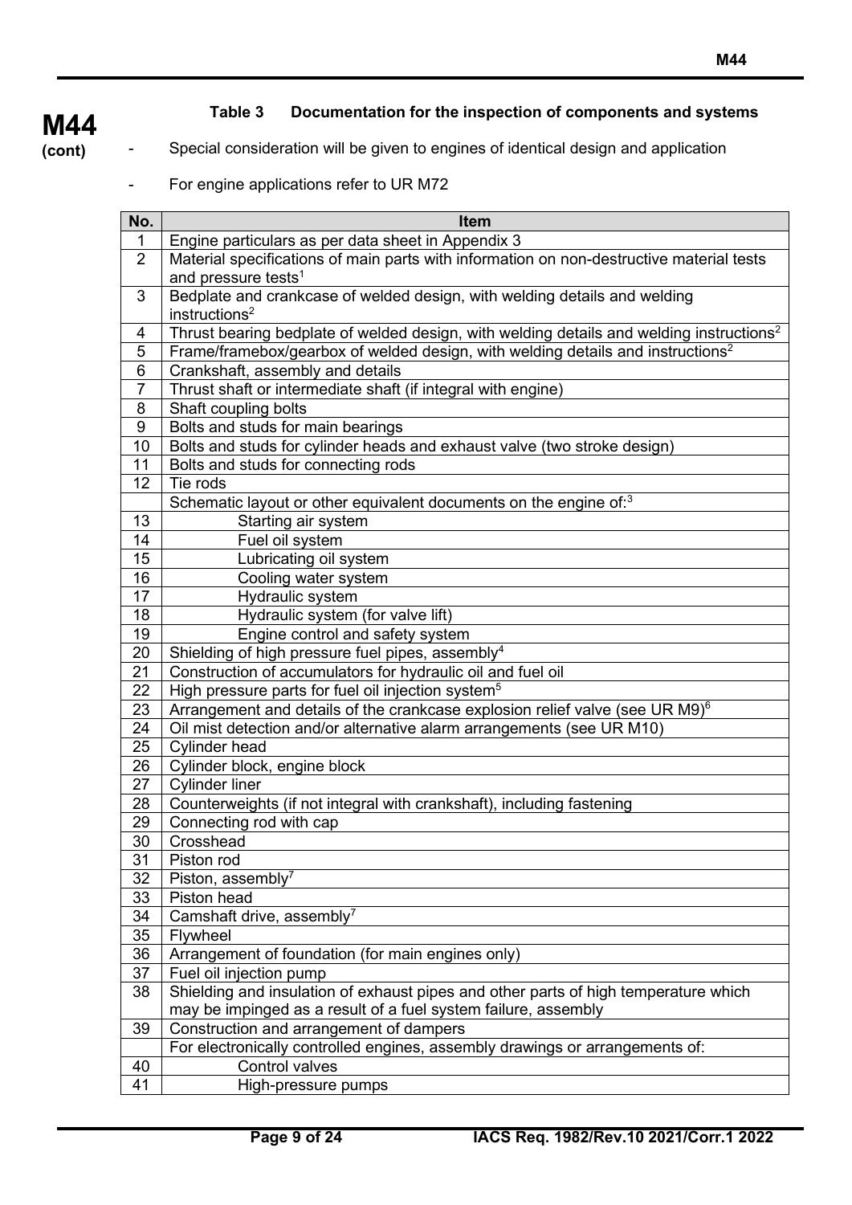**M44 (cont)**

### Table 3 Documentation for the inspection of components and systems

- Special consideration will be given to engines of identical design and application
- For engine applications refer to UR M72

| No. | Item |
|---|---|
| 1 | Engine particulars as per data sheet in Appendix 3 |
| 2 | Material specifications of main parts with information on non-destructive material tests and pressure tests[1] |
| 3 | Bedplate and crankcase of welded design, with welding details and welding instructions[2] |
| 4 | Thrust bearing bedplate of welded design, with welding details and welding instructions[2] |
| 5 | Frame/framebox/gearbox of welded design, with welding details and instructions[2] |
| 6 | Crankshaft, assembly and details |
| 7 | Thrust shaft or intermediate shaft (if integral with engine) |
| 8 | Shaft coupling bolts |
| 9 | Bolts and studs for main bearings |
| 10 | Bolts and studs for cylinder heads and exhaust valve (two stroke design) |
| 11 | Bolts and studs for connecting rods |
| 12 | Tie rods |
| | Schematic layout or other equivalent documents on the engine of:[3] |
| 13 | Starting air system |
| 14 | Fuel oil system |
| 15 | Lubricating oil system |
| 16 | Cooling water system |
| 17 | Hydraulic system |
| 18 | Hydraulic system (for valve lift) |
| 19 | Engine control and safety system |
| 20 | Shielding of high pressure fuel pipes, assembly[4] |
| 21 | Construction of accumulators for hydraulic oil and fuel oil |
| 22 | High pressure parts for fuel oil injection system[5] |
| 23 | Arrangement and details of the crankcase explosion relief valve (see UR M9)[6] |
| 24 | Oil mist detection and/or alternative alarm arrangements (see UR M10) |
| 25 | Cylinder head |
| 26 | Cylinder block, engine block |
| 27 | Cylinder liner |
| 28 | Counterweights (if not integral with crankshaft), including fastening |
| 29 | Connecting rod with cap |
| 30 | Crosshead |
| 31 | Piston rod |
| 32 | Piston, assembly[7] |
| 33 | Piston head |
| 34 | Camshaft drive, assembly[7] |
| 35 | Flywheel |
| 36 | Arrangement of foundation (for main engines only) |
| 37 | Fuel oil injection pump |
| 38 | Shielding and insulation of exhaust pipes and other parts of high temperature which may be impinged as a result of a fuel system failure, assembly |
| 39 | Construction and arrangement of dampers |
| | For electronically controlled engines, assembly drawings or arrangements of: |
| 40 | Control valves |
| 41 | High-pressure pumps |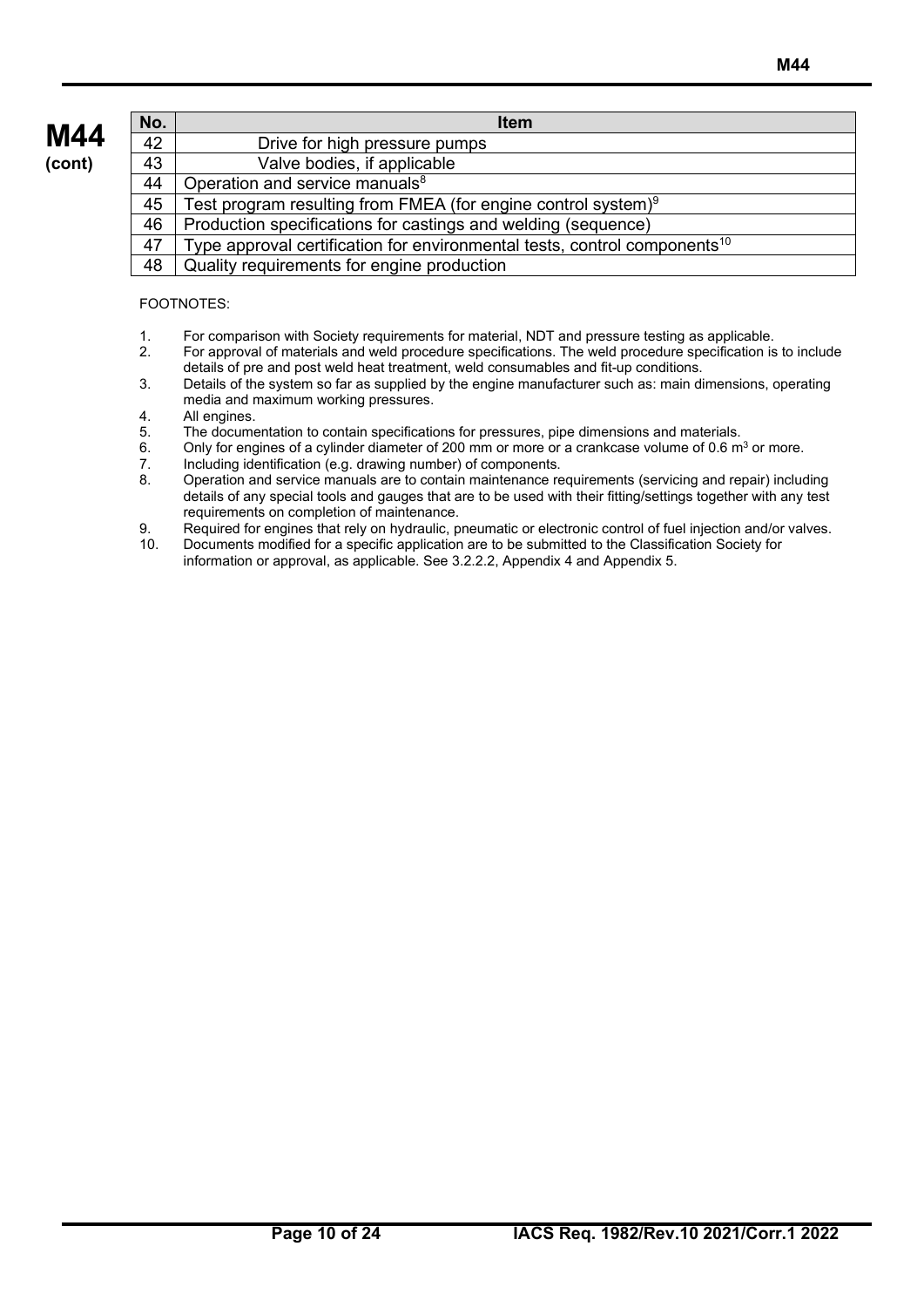| No. | Item |
|---|---|
| 42 | Drive for high pressure pumps |
| 43 | Valve bodies, if applicable |
| 44 | Operation and service manuals[8] |
| 45 | Test program resulting from FMEA (for engine control system)[9] |
| 46 | Production specifications for castings and welding (sequence) |
| 47 | Type approval certification for environmental tests, control components[10] |
| 48 | Quality requirements for engine production |

FOOTNOTES:

1. For comparison with Society requirements for material, NDT and pressure testing as applicable.
2. For approval of materials and weld procedure specifications. The weld procedure specification is to include details of pre and post weld heat treatment, weld consumables and fit-up conditions.
3. Details of the system so far as supplied by the engine manufacturer such as: main dimensions, operating media and maximum working pressures.
4. All engines.
5. The documentation to contain specifications for pressures, pipe dimensions and materials.
6. Only for engines of a cylinder diameter of 200 mm or more or a crankcase volume of 0.6 $m^3$ or more.
7. Including identification (e.g. drawing number) of components.
8. Operation and service manuals are to contain maintenance requirements (servicing and repair) including details of any special tools and gauges that are to be used with their fitting/settings together with any test requirements on completion of maintenance.
9. Required for engines that rely on hydraulic, pneumatic or electronic control of fuel injection and/or valves.
10. Documents modified for a specific application are to be submitted to the Classification Society for information or approval, as applicable. See 3.2.2.2, Appendix 4 and Appendix 5.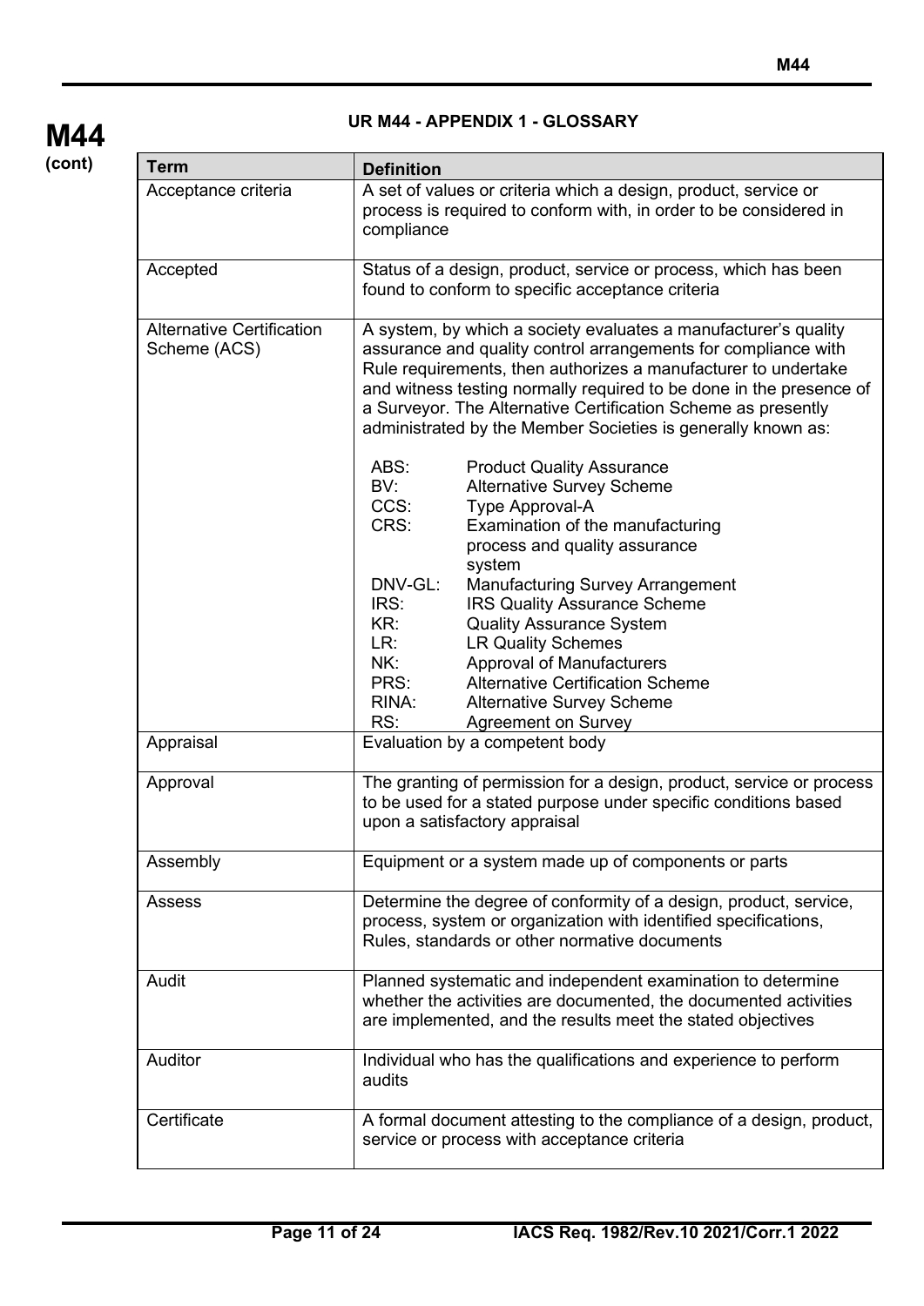## UR M44 - APPENDIX 1 - GLOSSARY

| Term | Definition |
|---|---|
| Acceptance criteria | A set of values or criteria which a design, product, service or process is required to conform with, in order to be considered in compliance |
| Accepted | Status of a design, product, service or process, which has been found to conform to specific acceptance criteria |
| Alternative Certification Scheme (ACS) | A system, by which a society evaluates a manufacturer's quality assurance and quality control arrangements for compliance with Rule requirements, then authorizes a manufacturer to undertake and witness testing normally required to be done in the presence of a Surveyor. The Alternative Certification Scheme as presently administrated by the Member Societies is generally known as:<br><br>ABS: Product Quality Assurance<br>BV: Alternative Survey Scheme<br>CCS: Type Approval-A<br>CRS: Examination of the manufacturing process and quality assurance system<br>DNV-GL: Manufacturing Survey Arrangement<br>IRS: IRS Quality Assurance Scheme<br>KR: Quality Assurance System<br>LR: LR Quality Schemes<br>NK: Approval of Manufacturers<br>PRS: Alternative Certification Scheme<br>RINA: Alternative Survey Scheme<br>RS: Agreement on Survey |
| Appraisal | Evaluation by a competent body |
| Approval | The granting of permission for a design, product, service or process to be used for a stated purpose under specific conditions based upon a satisfactory appraisal |
| Assembly | Equipment or a system made up of components or parts |
| Assess | Determine the degree of conformity of a design, product, service, process, system or organization with identified specifications, Rules, standards or other normative documents |
| Audit | Planned systematic and independent examination to determine whether the activities are documented, the documented activities are implemented, and the results meet the stated objectives |
| Auditor | Individual who has the qualifications and experience to perform audits |
| Certificate | A formal document attesting to the compliance of a design, product, service or process with acceptance criteria |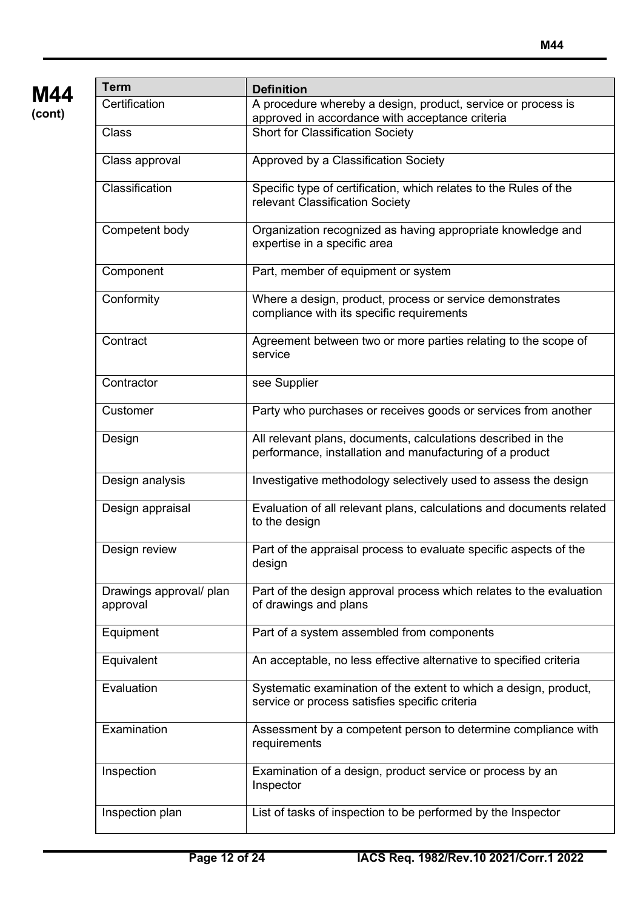**M44 (cont)**

| Term | Definition |
|---|---|
| Certification | A procedure whereby a design, product, service or process is approved in accordance with acceptance criteria |
| Class | Short for Classification Society |
| Class approval | Approved by a Classification Society |
| Classification | Specific type of certification, which relates to the Rules of the relevant Classification Society |
| Competent body | Organization recognized as having appropriate knowledge and expertise in a specific area |
| Component | Part, member of equipment or system |
| Conformity | Where a design, product, process or service demonstrates compliance with its specific requirements |
| Contract | Agreement between two or more parties relating to the scope of service |
| Contractor | see Supplier |
| Customer | Party who purchases or receives goods or services from another |
| Design | All relevant plans, documents, calculations described in the performance, installation and manufacturing of a product |
| Design analysis | Investigative methodology selectively used to assess the design |
| Design appraisal | Evaluation of all relevant plans, calculations and documents related to the design |
| Design review | Part of the appraisal process to evaluate specific aspects of the design |
| Drawings approval/ plan approval | Part of the design approval process which relates to the evaluation of drawings and plans |
| Equipment | Part of a system assembled from components |
| Equivalent | An acceptable, no less effective alternative to specified criteria |
| Evaluation | Systematic examination of the extent to which a design, product, service or process satisfies specific criteria |
| Examination | Assessment by a competent person to determine compliance with requirements |
| Inspection | Examination of a design, product service or process by an Inspector |
| Inspection plan | List of tasks of inspection to be performed by the Inspector |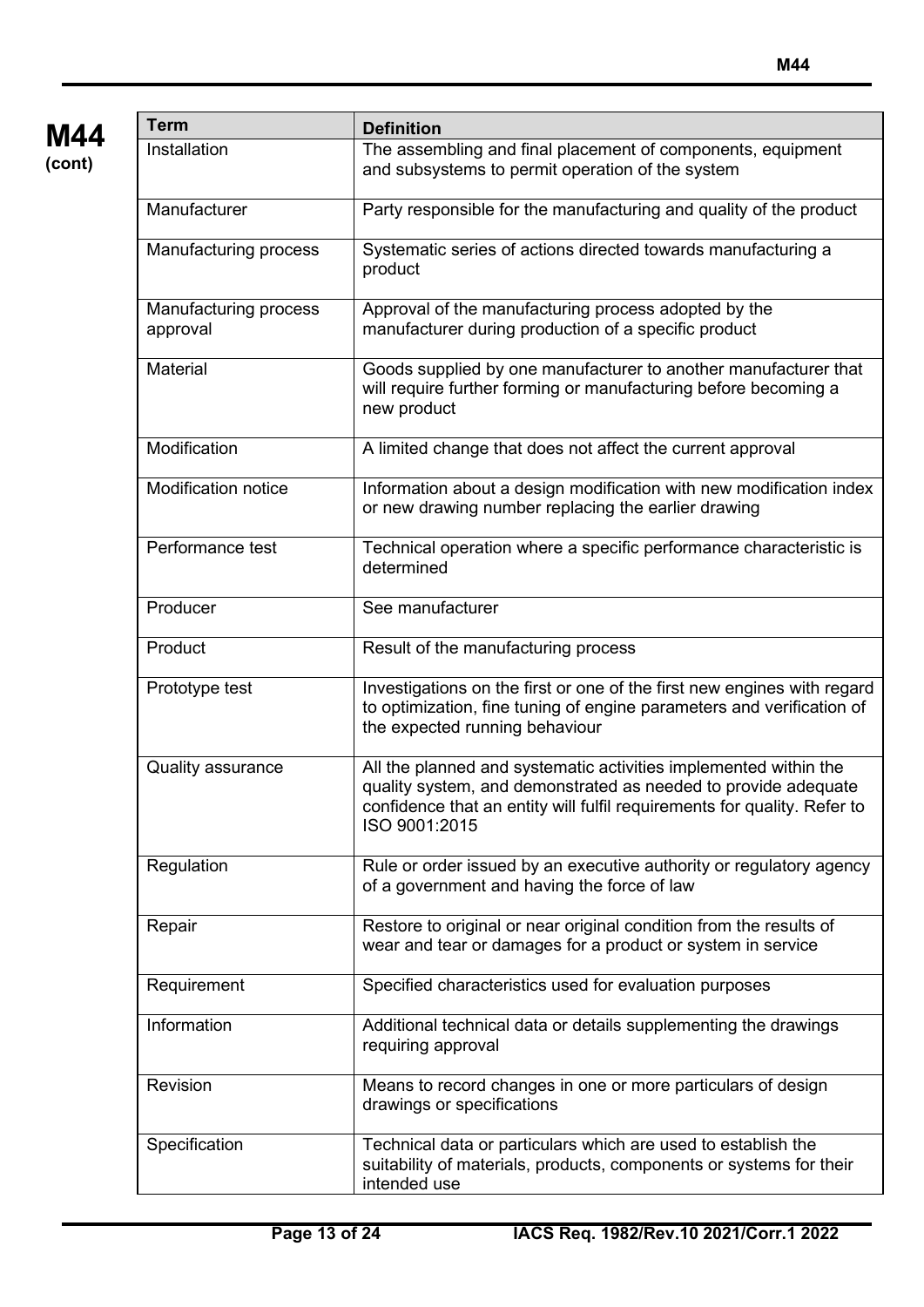**M44 (cont)**

| Term | Definition |
|---|---|
| Installation | The assembling and final placement of components, equipment and subsystems to permit operation of the system |
| Manufacturer | Party responsible for the manufacturing and quality of the product |
| Manufacturing process | Systematic series of actions directed towards manufacturing a product |
| Manufacturing process approval | Approval of the manufacturing process adopted by the manufacturer during production of a specific product |
| Material | Goods supplied by one manufacturer to another manufacturer that will require further forming or manufacturing before becoming a new product |
| Modification | A limited change that does not affect the current approval |
| Modification notice | Information about a design modification with new modification index or new drawing number replacing the earlier drawing |
| Performance test | Technical operation where a specific performance characteristic is determined |
| Producer | See manufacturer |
| Product | Result of the manufacturing process |
| Prototype test | Investigations on the first or one of the first new engines with regard to optimization, fine tuning of engine parameters and verification of the expected running behaviour |
| Quality assurance | All the planned and systematic activities implemented within the quality system, and demonstrated as needed to provide adequate confidence that an entity will fulfil requirements for quality. Refer to ISO 9001:2015 |
| Regulation | Rule or order issued by an executive authority or regulatory agency of a government and having the force of law |
| Repair | Restore to original or near original condition from the results of wear and tear or damages for a product or system in service |
| Requirement | Specified characteristics used for evaluation purposes |
| Information | Additional technical data or details supplementing the drawings requiring approval |
| Revision | Means to record changes in one or more particulars of design drawings or specifications |
| Specification | Technical data or particulars which are used to establish the suitability of materials, products, components or systems for their intended use |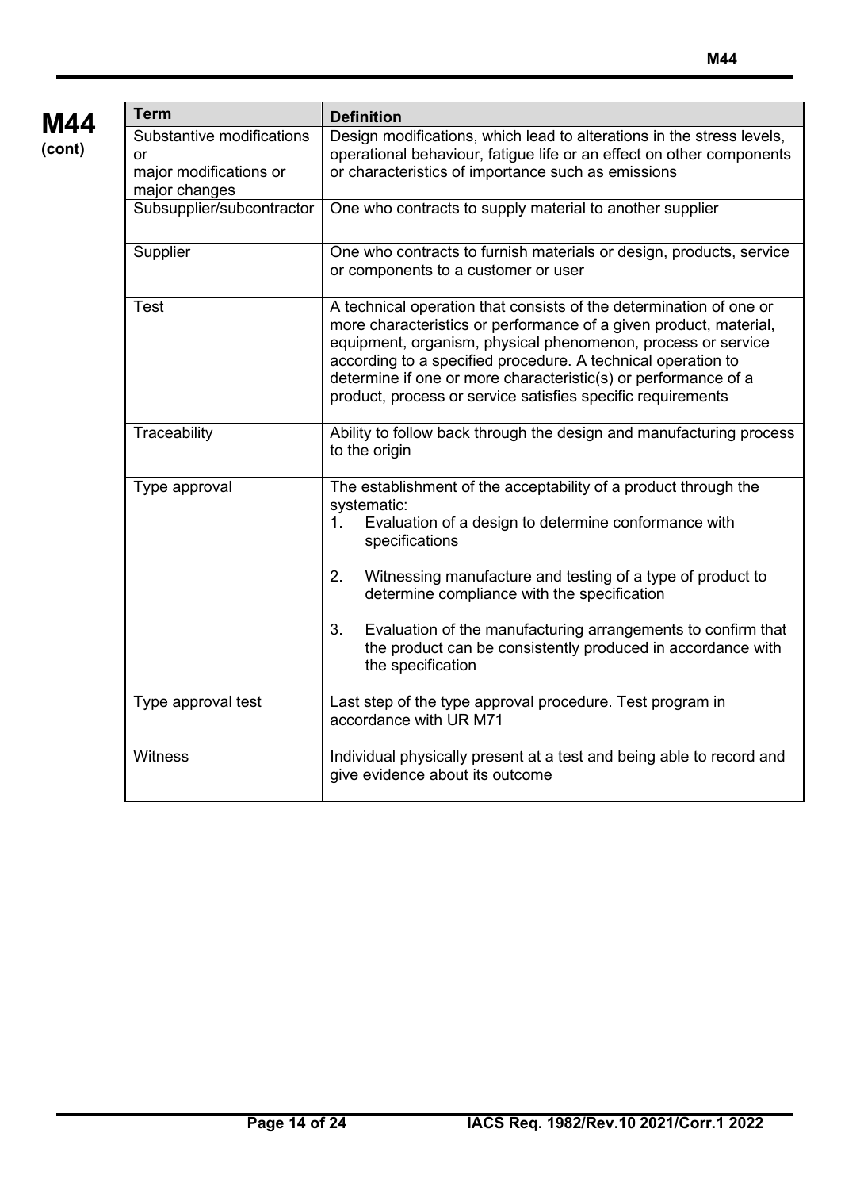| Term | Definition |
|---|---|
| Substantive modifications or major modifications or major changes | Design modifications, which lead to alterations in the stress levels, operational behaviour, fatigue life or an effect on other components or characteristics of importance such as emissions |
| Subsupplier/subcontractor | One who contracts to supply material to another supplier |
| Supplier | One who contracts to furnish materials or design, products, service or components to a customer or user |
| Test | A technical operation that consists of the determination of one or more characteristics or performance of a given product, material, equipment, organism, physical phenomenon, process or service according to a specified procedure. A technical operation to determine if one or more characteristic(s) or performance of a product, process or service satisfies specific requirements |
| Traceability | Ability to follow back through the design and manufacturing process to the origin |
| Type approval | The establishment of the acceptability of a product through the systematic:<br>1. Evaluation of a design to determine conformance with specifications<br>2. Witnessing manufacture and testing of a type of product to determine compliance with the specification<br>3. Evaluation of the manufacturing arrangements to confirm that the product can be consistently produced in accordance with the specification |
| Type approval test | Last step of the type approval procedure. Test program in accordance with UR M71 |
| Witness | Individual physically present at a test and being able to record and give evidence about its outcome |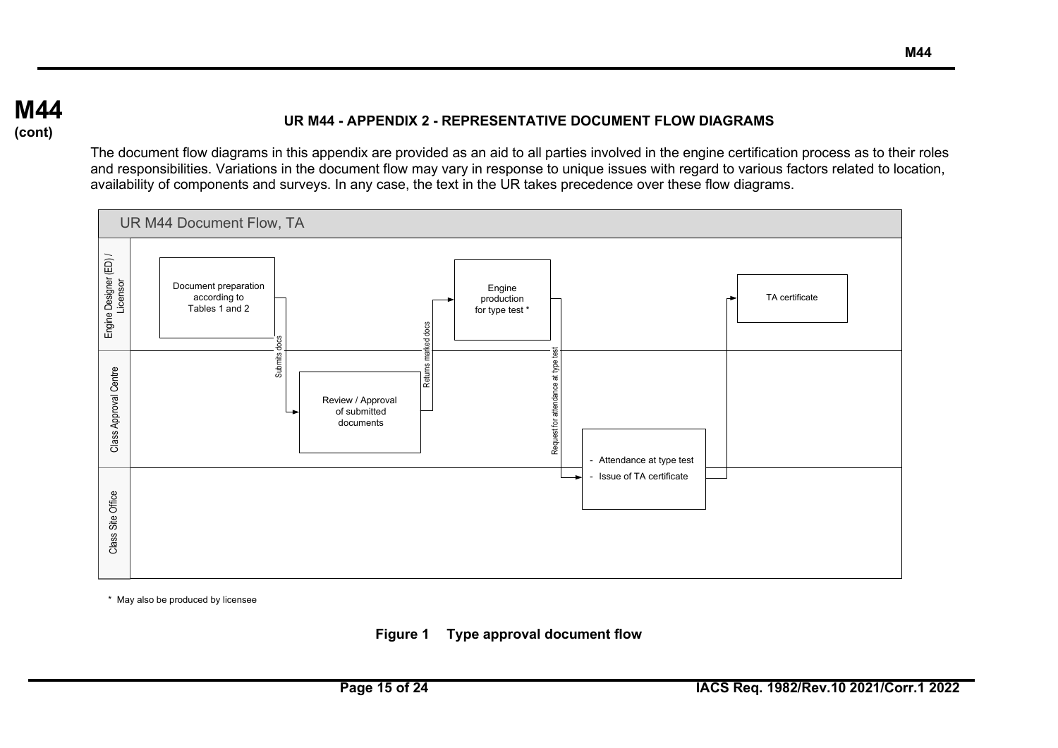# UR M44 - APPENDIX 2 - REPRESENTATIVE DOCUMENT FLOW DIAGRAMS

The document flow diagrams in this appendix are provided as an aid to all parties involved in the engine certification process as to their roles and responsibilities. Variations in the document flow may vary in response to unique issues with regard to various factors related to location, availability of components and surveys. In any case, the text in the UR takes precedence over these flow diagrams.

UR M44 Document Flow, TA

| Lane | Step |
| --- | --- |
| Engine Designer (ED) / Licensor | Document preparation according to Tables 1 and 2 |
| (Submits docs) | → |
| Class Approval Centre | Review / Approval of submitted documents |
| (Returns marked docs) | → |
| Engine Designer (ED) / Licensor | Engine production for type test * |
| (Request for attendance at type test) | → |
| Class Site Office | - Attendance at type test<br>- Issue of TA certificate |
| → | |
| Engine Designer (ED) / Licensor | TA certificate |

\* May also be produced by licensee

**Figure 1 Type approval document flow**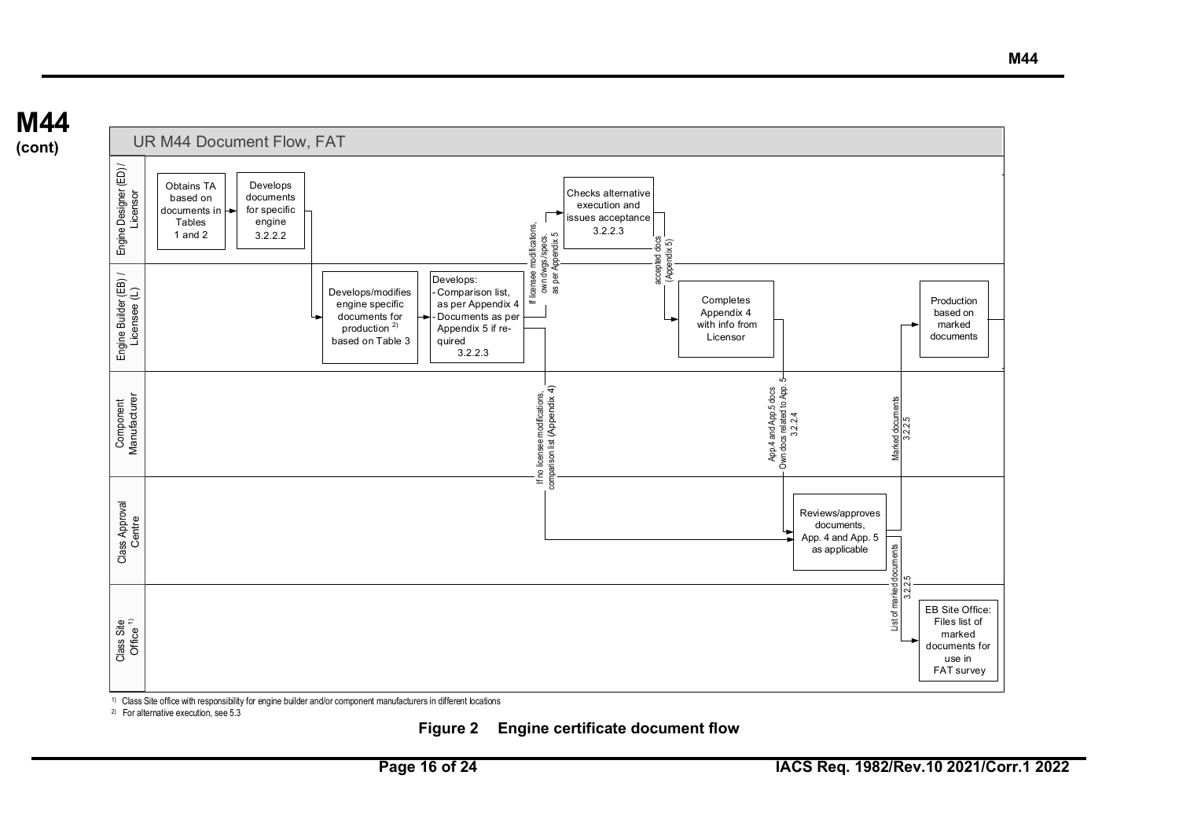# M44 (cont)

UR M44 Document Flow, FAT

**Engine Designer (ED) / Licensor**

- Obtains TA based on documents in Tables 1 and 2
- Develops documents for specific engine 3.2.2.2
- Checks alternative execution and issues acceptance 3.2.2.3

**Engine Builder (EB) / Licensee (L)**

- Develops/modifies engine specific documents for production [2] based on Table 3
- Develops:
  - Comparison list, as per Appendix 4
  - Documents as per Appendix 5 if required
  
  3.2.2.3
- Completes Appendix 4 with info from Licensor
- Production based on marked documents

**Component Manufacturer**

**Class Approval Centre**

- Reviews/approves documents, App. 4 and App. 5 as applicable

**Class Site Office [1]**

- EB Site Office: Files list of marked documents for use in FAT survey

Flow annotations:

- If licensee modifications, own dwgs./specs. as per Appendix 5
- accepted docs (Appendix 5)
- If no licensee modifications, comparison list (Appendix 4)
- App.4 and App.5 docs Own docs related to App. 5 3.2.2.4
- Marked documents 3.2.2.5
- List of marked documents 3.2.2.5

[1] Class Site office with responsibility for engine builder and/or component manufacturers in different locations

[2] For alternative execution, see 5.3

**Figure 2 Engine certificate document flow**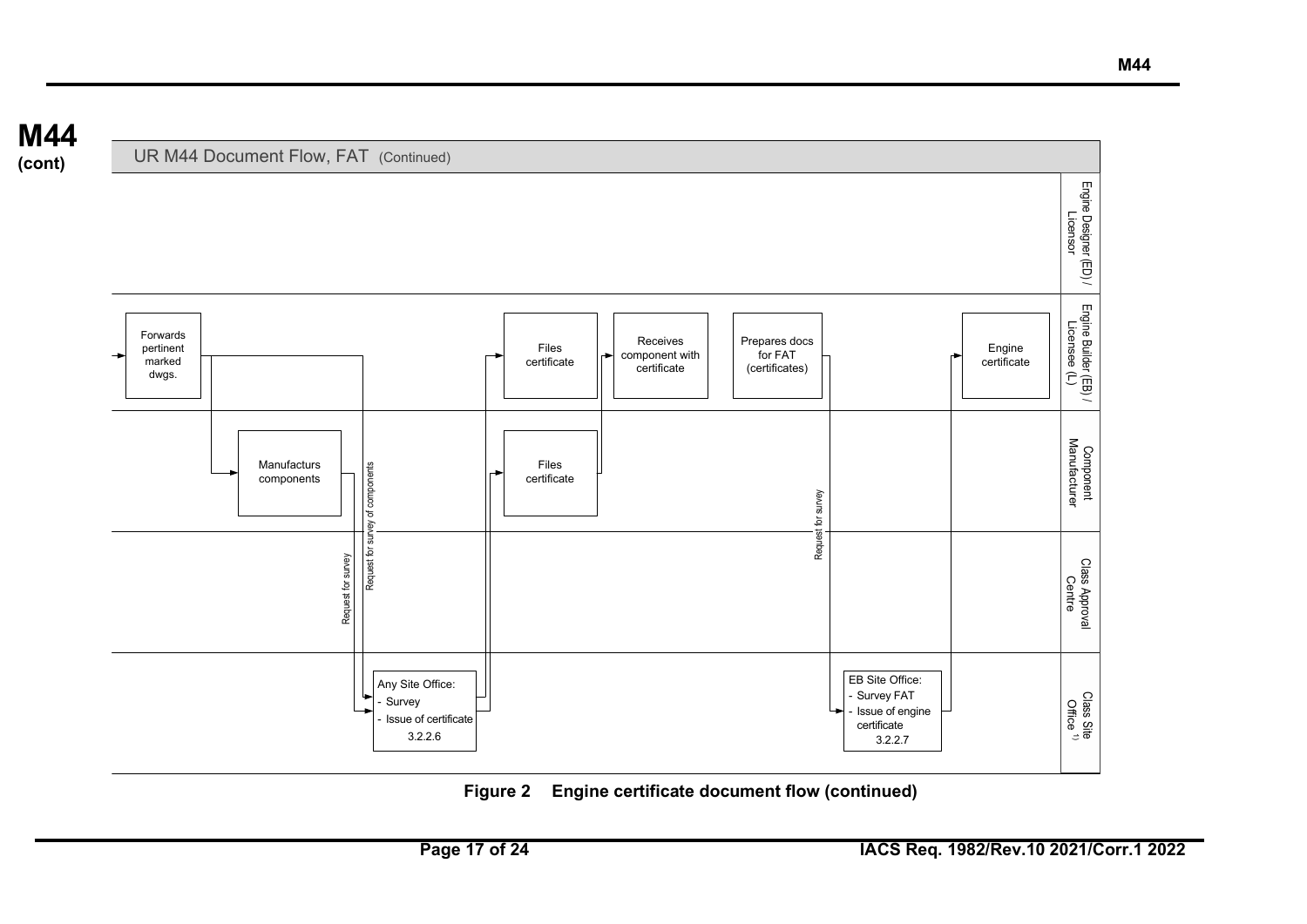# M44 (cont)

UR M44 Document Flow, FAT (Continued)

| Lane | Steps |
|---|---|
| Engine Designer (ED) / Licensor | |
| Engine Builder (EB) / Licensee (L) | Forwards pertinent marked dwgs. → Files certificate → Receives component with certificate → Prepares docs for FAT (certificates) → Engine certificate |
| Component Manufacturer | Manufacturs components → Files certificate |
| Class Approval Centre | |
| Class Site Office 1) | Any Site Office: - Survey - Issue of certificate 3.2.2.6 ; EB Site Office: - Survey FAT - Issue of engine certificate 3.2.2.7 |

Flow annotations: "Request for survey" (Component Manufacturer → Any Site Office); "Request for survey of components" (Engine Builder → Any Site Office); "Request for survey" (Engine Builder → EB Site Office).

**Figure 2 Engine certificate document flow (continued)**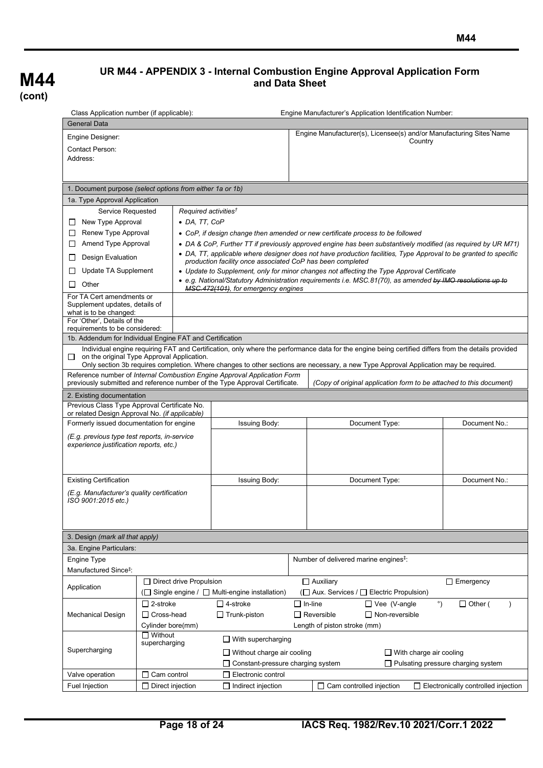**M44 (cont)**

## UR M44 - APPENDIX 3 - Internal Combustion Engine Approval Application Form and Data Sheet

Class Application number (if applicable): Engine Manufacturer's Application Identification Number:

| General Data | |
|---|---|
| Engine Designer:<br>Contact Person:<br>Address: | Engine Manufacturer(s), Licensee(s) and/or Manufacturing Sites*Name Country |

| 1. Document purpose *(select options from either 1a or 1b)* | |
|---|---|
| **1a. Type Approval Application** | |
| Service Requested | *Required activities†* |
| ☐ New Type Approval | • *DA, TT, CoP* |
| ☐ Renew Type Approval | • *CoP, if design change then amended or new certificate process to be followed* |
| ☐ Amend Type Approval | • *DA & CoP, Further TT if previously approved engine has been substantively modified (as required by UR M71)* |
| ☐ Design Evaluation | • *DA, TT, applicable where designer does not have production facilities, Type Approval to be granted to specific production facility once associated CoP has been completed* |
| ☐ Update TA Supplement | • *Update to Supplement, only for minor changes not affecting the Type Approval Certificate* |
| ☐ Other | • *e.g. National/Statutory Administration requirements i.e. MSC.81(70), as amended ~~by IMO resolutions up to MSC.472(101)~~, for emergency engines* |
| For TA Cert amendments or Supplement updates, details of what is to be changed: | |
| For 'Other', Details of the requirements to be considered: | |

| 1b. Addendum for Individual Engine FAT and Certification | |
|---|---|
| ☐ Individual engine requiring FAT and Certification, only where the performance data for the engine being certified differs from the details provided on the original Type Approval Application.<br>Only section 3b requires completion. Where changes to other sections are necessary, a new Type Approval Application may be required. | |
| Reference number of *Internal Combustion Engine Approval Application Form* previously submitted and reference number of the Type Approval Certificate. | *(Copy of original application form to be attached to this document)* |

| 2. Existing documentation | | | |
|---|---|---|---|
| Previous Class Type Approval Certificate No. or related Design Approval No. *(if applicable)* | | | |
| Formerly issued documentation for engine | Issuing Body: | Document Type: | Document No.: |
| *(E.g. previous type test reports, in-service experience justification reports, etc.)* | | | |
| Existing Certification | Issuing Body: | Document Type: | Document No.: |
| *(E.g. Manufacturer's quality certification ISO 9001:2015 etc.)* | | | |

| 3. Design *(mark all that apply)* | | | | | |
|---|---|---|---|---|---|
| **3a. Engine Particulars:** | | | | | |
| Engine Type<br>Manufactured Since‡: | | | Number of delivered marine engines‡: | | |
| Application | ☐ Direct drive Propulsion<br>(☐ Single engine / ☐ Multi-engine installation) | | ☐ Auxiliary<br>(☐ Aux. Services / ☐ Electric Propulsion) | | ☐ Emergency |
| Mechanical Design | ☐ 2-stroke | ☐ 4-stroke | ☐ In-line | ☐ Vee (V-angle °) | ☐ Other ( ) |
| | ☐ Cross-head | ☐ Trunk-piston | ☐ Reversible | ☐ Non-reversible | |
| | Cylinder bore(mm) | | Length of piston stroke (mm) | | |
| Supercharging | ☐ Without supercharging | ☐ With supercharging | | | |
| | | ☐ Without charge air cooling | | ☐ With charge air cooling | |
| | | ☐ Constant-pressure charging system | | ☐ Pulsating pressure charging system | |
| Valve operation | ☐ Cam control | ☐ Electronic control | | | |
| Fuel Injection | ☐ Direct injection | ☐ Indirect injection | ☐ Cam controlled injection | | ☐ Electronically controlled injection |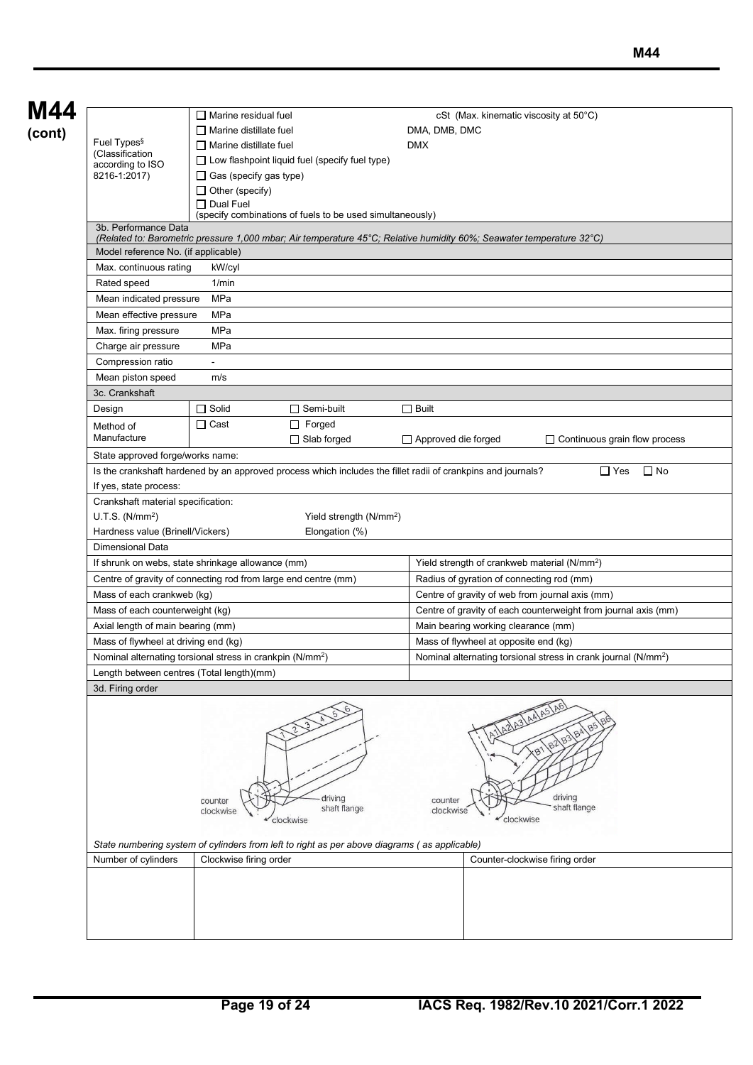**M44 (cont)**

| Fuel Types§ (Classification according to ISO 8216-1:2017) | ☐ Marine residual fuel | cSt (Max. kinematic viscosity at 50°C) |
|---|---|---|
| | ☐ Marine distillate fuel | DMA, DMB, DMC |
| | ☐ Marine distillate fuel | DMX |
| | ☐ Low flashpoint liquid fuel (specify fuel type) | |
| | ☐ Gas (specify gas type) | |
| | ☐ Other (specify) | |
| | ☐ Dual Fuel (specify combinations of fuels to be used simultaneously) | |

**3b. Performance Data**
*(Related to: Barometric pressure 1,000 mbar; Air temperature 45°C; Relative humidity 60%; Seawater temperature 32°C)*

| Model reference No. (if applicable) | |
|---|---|
| Max. continuous rating | kW/cyl |
| Rated speed | 1/min |
| Mean indicated pressure | MPa |
| Mean effective pressure | MPa |
| Max. firing pressure | MPa |
| Charge air pressure | MPa |
| Compression ratio | - |
| Mean piston speed | m/s |

**3c. Crankshaft**

| Design | ☐ Solid | ☐ Semi-built | ☐ Built | |
|---|---|---|---|---|
| Method of Manufacture | ☐ Cast | ☐ Forged | | |
| | | ☐ Slab forged | ☐ Approved die forged | ☐ Continuous grain flow process |

State approved forge/works name:

Is the crankshaft hardened by an approved process which includes the fillet radii of crankpins and journals? ☐ Yes ☐ No

If yes, state process:

Crankshaft material specification:

| U.T.S. (N/mm²) | Yield strength (N/mm²) |
|---|---|
| Hardness value (Brinell/Vickers) | Elongation (%) |

**Dimensional Data**

| | |
|---|---|
| If shrunk on webs, state shrinkage allowance (mm) | Yield strength of crankweb material (N/mm²) |
| Centre of gravity of connecting rod from large end centre (mm) | Radius of gyration of connecting rod (mm) |
| Mass of each crankweb (kg) | Centre of gravity of web from journal axis (mm) |
| Mass of each counterweight (kg) | Centre of gravity of each counterweight from journal axis (mm) |
| Axial length of main bearing (mm) | Main bearing working clearance (mm) |
| Mass of flywheel at driving end (kg) | Mass of flywheel at opposite end (kg) |
| Nominal alternating torsional stress in crankpin (N/mm²) | Nominal alternating torsional stress in crank journal (N/mm²) |
| Length between centres (Total length)(mm) | |

**3d. Firing order**

*State numbering system of cylinders from left to right as per above diagrams ( as applicable)*

| Number of cylinders | Clockwise firing order | Counter-clockwise firing order |
|---|---|---|
| | | |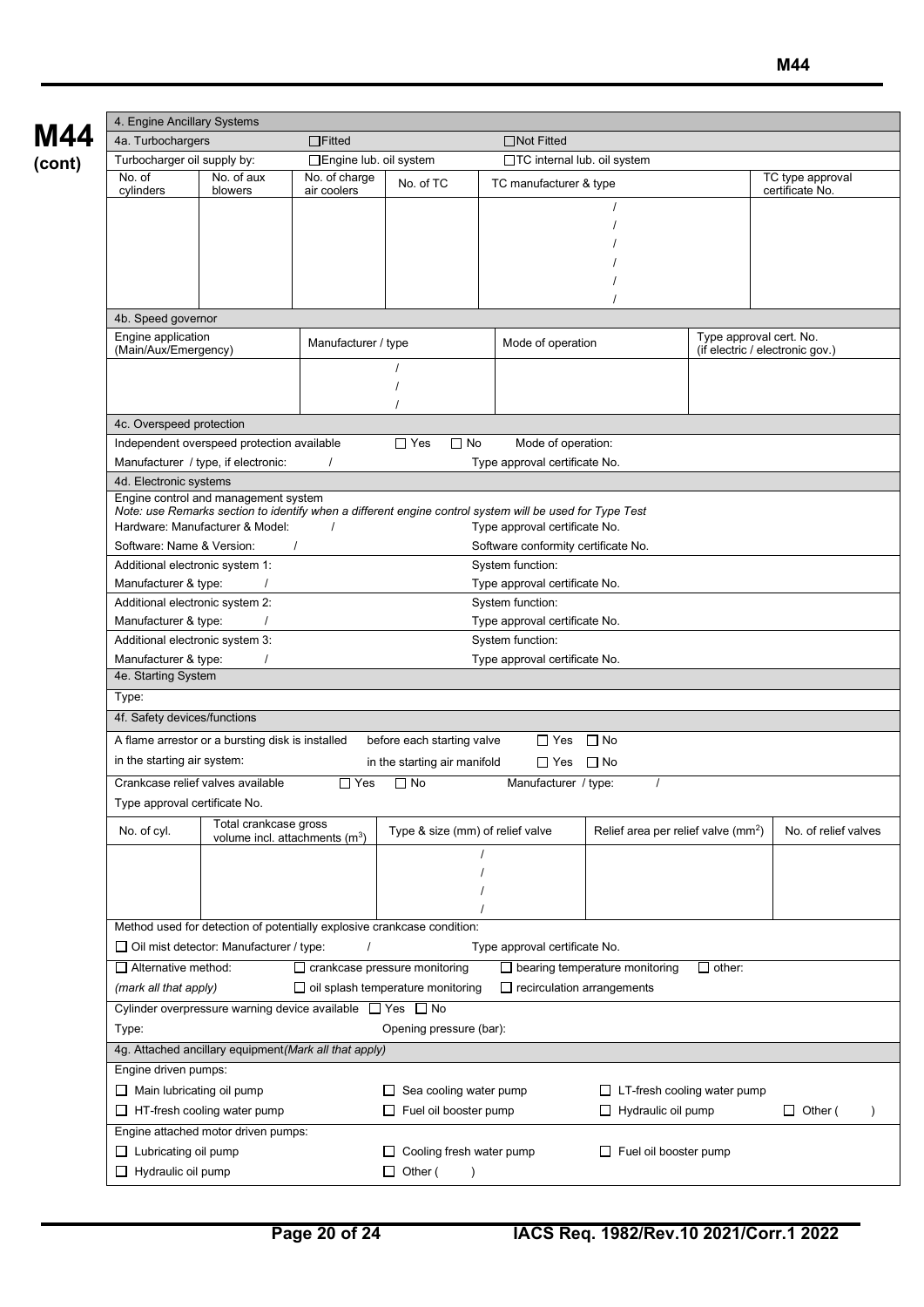**M44 (cont)**

| 4. Engine Ancillary Systems | | | | | | |
|---|---|---|---|---|---|---|
| 4a. Turbochargers | | ☐Fitted | | ☐Not Fitted | | |
| Turbocharger oil supply by: | | ☐Engine lub. oil system | | ☐TC internal lub. oil system | | |
| No. of cylinders | No. of aux blowers | No. of charge air coolers | No. of TC | TC manufacturer & type | | TC type approval certificate No. |
| | | | | / | | |
| | | | | / | | |
| | | | | / | | |
| | | | | / | | |
| | | | | / | | |
| | | | | / | | |

**4b. Speed governor**

| Engine application (Main/Aux/Emergency) | Manufacturer / type | Mode of operation | Type approval cert. No. (if electric / electronic gov.) |
|---|---|---|---|
| | / | | |
| | / | | |
| | / | | |

**4c. Overspeed protection**

Independent overspeed protection available ☐ Yes ☐ No Mode of operation:

Manufacturer / type, if electronic: / Type approval certificate No.

**4d. Electronic systems**

Engine control and management system

*Note: use Remarks section to identify when a different engine control system will be used for Type Test*

Hardware: Manufacturer & Model: / Type approval certificate No.

Software: Name & Version: / Software conformity certificate No.

Additional electronic system 1: System function:

Manufacturer & type: / Type approval certificate No.

Additional electronic system 2: System function:

Manufacturer & type: / Type approval certificate No.

Additional electronic system 3: System function:

Manufacturer & type: / Type approval certificate No.

**4e. Starting System**

Type:

**4f. Safety devices/functions**

A flame arrestor or a bursting disk is installed before each starting valve ☐ Yes ☐ No

in the starting air system: in the starting air manifold ☐ Yes ☐ No

Crankcase relief valves available ☐ Yes ☐ No Manufacturer / type: /

Type approval certificate No.

| No. of cyl. | Total crankcase gross volume incl. attachments (m$^3$) | Type & size (mm) of relief valve | Relief area per relief valve (mm$^2$) | No. of relief valves |
|---|---|---|---|---|
| | | / | | |
| | | / | | |
| | | / | | |
| | | / | | |

Method used for detection of potentially explosive crankcase condition:

☐ Oil mist detector: Manufacturer / type: / Type approval certificate No.

☐ Alternative method: ☐ crankcase pressure monitoring ☐ bearing temperature monitoring ☐ other:

*(mark all that apply)* ☐ oil splash temperature monitoring ☐ recirculation arrangements

Cylinder overpressure warning device available ☐ Yes ☐ No

Type: Opening pressure (bar):

**4g. Attached ancillary equipment** *(Mark all that apply)*

Engine driven pumps:

☐ Main lubricating oil pump ☐ Sea cooling water pump ☐ LT-fresh cooling water pump

☐ HT-fresh cooling water pump ☐ Fuel oil booster pump ☐ Hydraulic oil pump ☐ Other ( )

Engine attached motor driven pumps:

☐ Lubricating oil pump ☐ Cooling fresh water pump ☐ Fuel oil booster pump

☐ Hydraulic oil pump ☐ Other ( )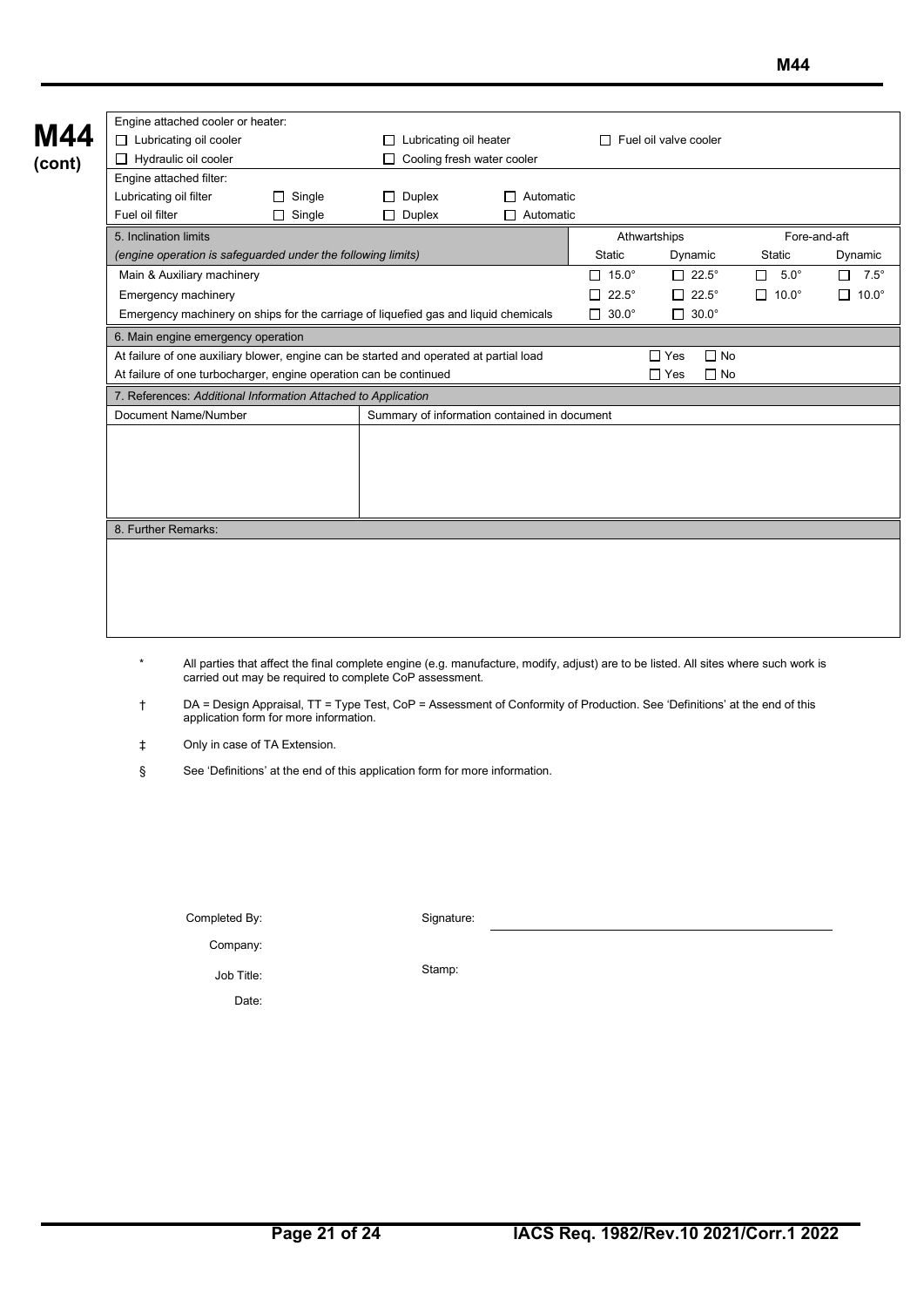**M44 (cont)**

| Engine attached cooler or heater: | | | | | | |
|---|---|---|---|---|---|---|
| ☐ Lubricating oil cooler | | ☐ Lubricating oil heater | | ☐ Fuel oil valve cooler | | |
| ☐ Hydraulic oil cooler | | ☐ Cooling fresh water cooler | | | | |
| Engine attached filter: | | | | | | |
| Lubricating oil filter | ☐ Single | ☐ Duplex | ☐ Automatic | | | |
| Fuel oil filter | ☐ Single | ☐ Duplex | ☐ Automatic | | | |

| 5. Inclination limits | Athwartships | | Fore-and-aft | |
|---|---|---|---|---|
| *(engine operation is safeguarded under the following limits)* | Static | Dynamic | Static | Dynamic |
| Main & Auxiliary machinery | ☐ 15.0° | ☐ 22.5° | ☐ 5.0° | ☐ 7.5° |
| Emergency machinery | ☐ 22.5° | ☐ 22.5° | ☐ 10.0° | ☐ 10.0° |
| Emergency machinery on ships for the carriage of liquefied gas and liquid chemicals | ☐ 30.0° | ☐ 30.0° | | |

| 6. Main engine emergency operation | | |
|---|---|---|
| At failure of one auxiliary blower, engine can be started and operated at partial load | ☐ Yes | ☐ No |
| At failure of one turbocharger, engine operation can be continued | ☐ Yes | ☐ No |

| 7. References: *Additional Information Attached to Application* | |
|---|---|
| Document Name/Number | Summary of information contained in document |
| | |

| 8. Further Remarks: |
|---|
| |

\* All parties that affect the final complete engine (e.g. manufacture, modify, adjust) are to be listed. All sites where such work is carried out may be required to complete CoP assessment.

† DA = Design Appraisal, TT = Type Test, CoP = Assessment of Conformity of Production. See 'Definitions' at the end of this application form for more information.

‡ Only in case of TA Extension.

§ See 'Definitions' at the end of this application form for more information.

Completed By: Signature: ____________________

Company:

Job Title: Stamp:

Date: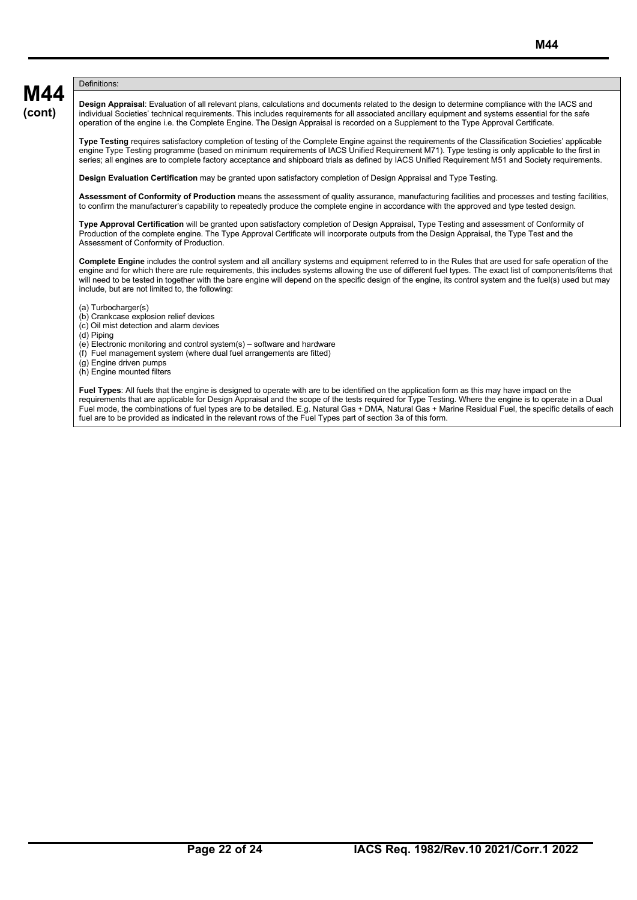**M44 (cont)**

Definitions:

**Design Appraisal**: Evaluation of all relevant plans, calculations and documents related to the design to determine compliance with the IACS and individual Societies' technical requirements. This includes requirements for all associated ancillary equipment and systems essential for the safe operation of the engine i.e. the Complete Engine. The Design Appraisal is recorded on a Supplement to the Type Approval Certificate.

**Type Testing** requires satisfactory completion of testing of the Complete Engine against the requirements of the Classification Societies' applicable engine Type Testing programme (based on minimum requirements of IACS Unified Requirement M71). Type testing is only applicable to the first in series; all engines are to complete factory acceptance and shipboard trials as defined by IACS Unified Requirement M51 and Society requirements.

**Design Evaluation Certification** may be granted upon satisfactory completion of Design Appraisal and Type Testing.

**Assessment of Conformity of Production** means the assessment of quality assurance, manufacturing facilities and processes and testing facilities, to confirm the manufacturer's capability to repeatedly produce the complete engine in accordance with the approved and type tested design.

**Type Approval Certification** will be granted upon satisfactory completion of Design Appraisal, Type Testing and assessment of Conformity of Production of the complete engine. The Type Approval Certificate will incorporate outputs from the Design Appraisal, the Type Test and the Assessment of Conformity of Production.

**Complete Engine** includes the control system and all ancillary systems and equipment referred to in the Rules that are used for safe operation of the engine and for which there are rule requirements, this includes systems allowing the use of different fuel types. The exact list of components/items that will need to be tested in together with the bare engine will depend on the specific design of the engine, its control system and the fuel(s) used but may include, but are not limited to, the following:

(a) Turbocharger(s)
(b) Crankcase explosion relief devices
(c) Oil mist detection and alarm devices
(d) Piping
(e) Electronic monitoring and control system(s) – software and hardware
(f) Fuel management system (where dual fuel arrangements are fitted)
(g) Engine driven pumps
(h) Engine mounted filters

**Fuel Types**: All fuels that the engine is designed to operate with are to be identified on the application form as this may have impact on the requirements that are applicable for Design Appraisal and the scope of the tests required for Type Testing. Where the engine is to operate in a Dual Fuel mode, the combinations of fuel types are to be detailed. E.g. Natural Gas + DMA, Natural Gas + Marine Residual Fuel, the specific details of each fuel are to be provided as indicated in the relevant rows of the Fuel Types part of section 3a of this form.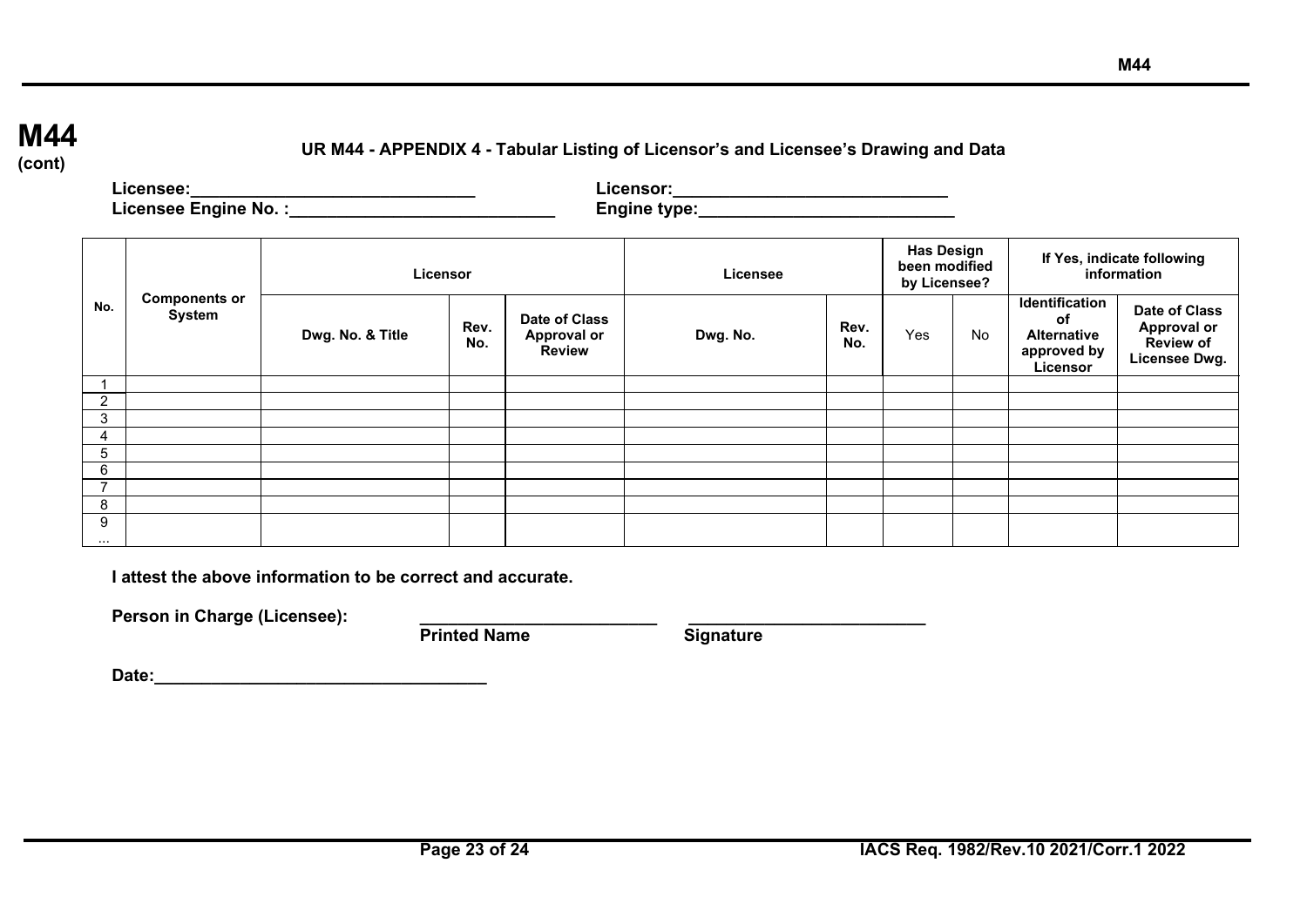# M44 (cont)

**UR M44 - APPENDIX 4 - Tabular Listing of Licensor's and Licensee's Drawing and Data**

**Licensee:______________________________** **Licensor:_____________________________**

**Licensee Engine No. :____________________________** **Engine type:___________________________**

| No. | Components or System | Licensor | | | Licensee | | Has Design been modified by Licensee? | | If Yes, indicate following information | |
|---|---|---|---|---|---|---|---|---|---|---|
| | | Dwg. No. & Title | Rev. No. | Date of Class Approval or Review | Dwg. No. | Rev. No. | Yes | No | Identification of Alternative approved by Licensor | Date of Class Approval or Review of Licensee Dwg. |
| 1 | | | | | | | | | | |
| 2 | | | | | | | | | | |
| 3 | | | | | | | | | | |
| 4 | | | | | | | | | | |
| 5 | | | | | | | | | | |
| 6 | | | | | | | | | | |
| 7 | | | | | | | | | | |
| 8 | | | | | | | | | | |
| 9 ... | | | | | | | | | | |

**I attest the above information to be correct and accurate.**

**Person in Charge (Licensee):** _________________________ _________________________

**Printed Name** **Signature**

**Date:___________________________________**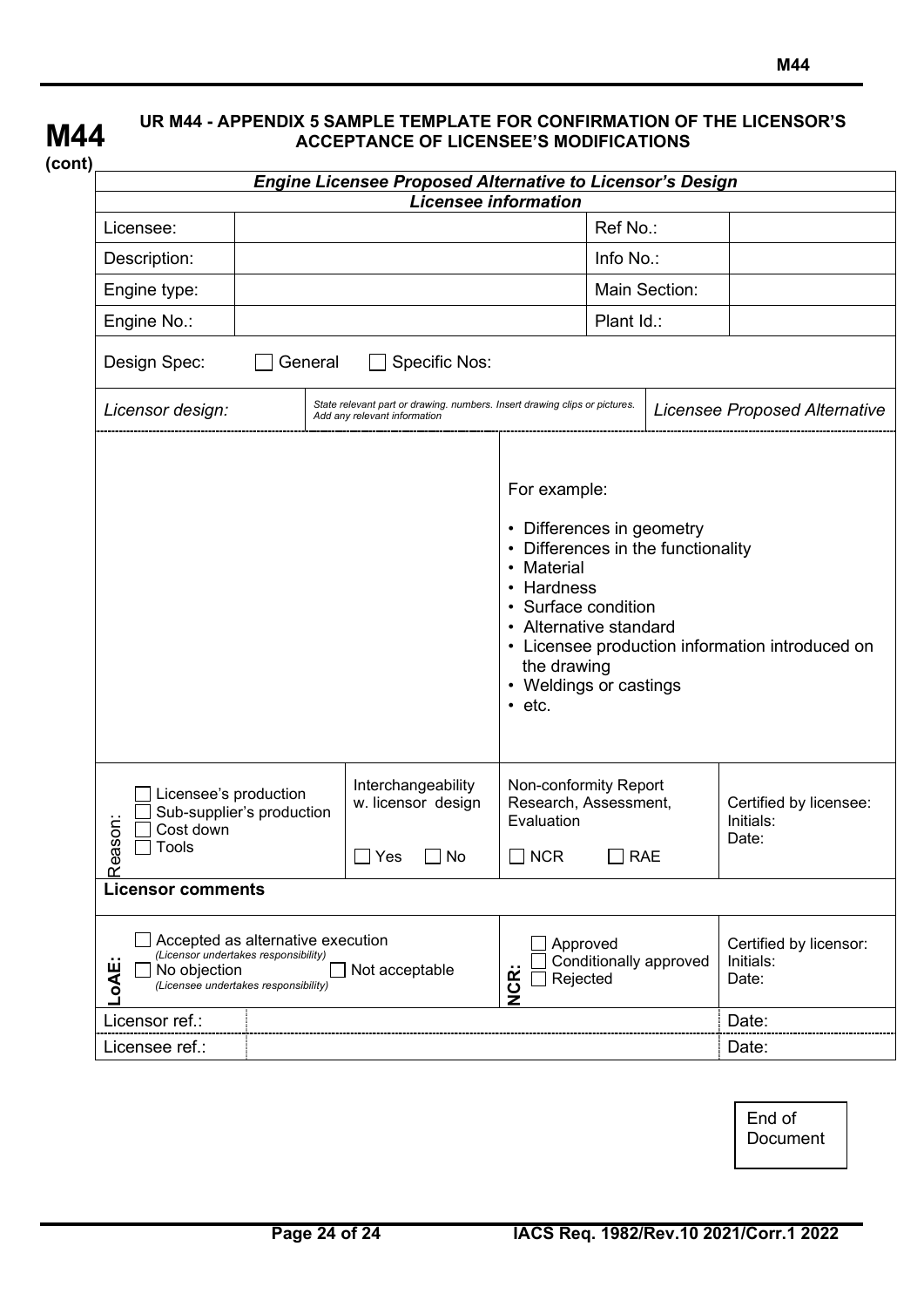**M44 (cont)**

## UR M44 - APPENDIX 5 SAMPLE TEMPLATE FOR CONFIRMATION OF THE LICENSOR'S ACCEPTANCE OF LICENSEE'S MODIFICATIONS

| | | | |
|---|---|---|---|
| ***Engine Licensee Proposed Alternative to Licensor's Design*** | | | |
| ***Licensee information*** | | | |
| Licensee: | | Ref No.: | |
| Description: | | Info No.: | |
| Engine type: | | Main Section: | |
| Engine No.: | | Plant Id.: | |
| Design Spec: ☐ General ☐ Specific Nos: | | | |

| | | |
|---|---|---|
| *Licensor design:* | *State relevant part or drawing. numbers. Insert drawing clips or pictures. Add any relevant information* | *Licensee Proposed Alternative* |
| | | For example:<br>• Differences in geometry<br>• Differences in the functionality<br>• Material<br>• Hardness<br>• Surface condition<br>• Alternative standard<br>• Licensee production information introduced on the drawing<br>• Weldings or castings<br>• etc. |

| | | | |
|---|---|---|---|
| Reason:<br>☐ Licensee's production<br>☐ Sub-supplier's production<br>☐ Cost down<br>☐ Tools | Interchangeability w. licensor design<br>☐ Yes ☐ No | Non-conformity Report Research, Assessment, Evaluation<br>☐ NCR ☐ RAE | Certified by licensee:<br>Initials:<br>Date: |
| **Licensor comments** | | | |
| **LoAE:**<br>☐ Accepted as alternative execution *(Licensor undertakes responsibility)*<br>☐ No objection *(Licensee undertakes responsibility)*<br>☐ Not acceptable | | **NCR:**<br>☐ Approved<br>☐ Conditionally approved<br>☐ Rejected | Certified by licensor:<br>Initials:<br>Date: |
| Licensor ref.: | | | Date: |
| Licensee ref.: | | | Date: |

End of Document